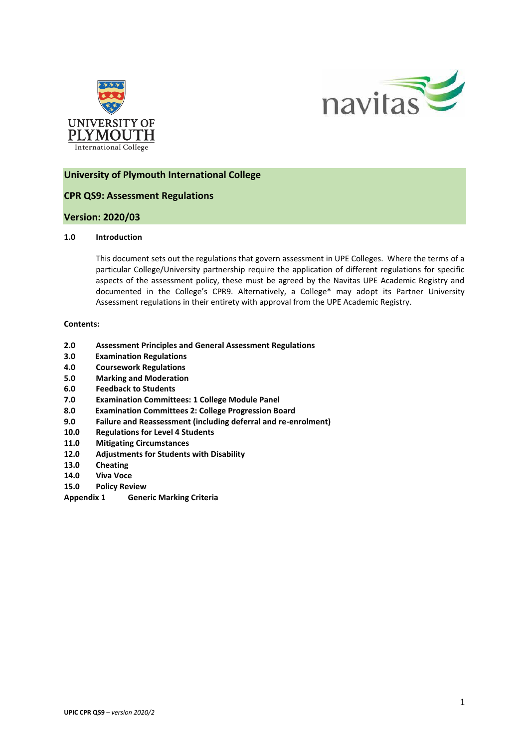# University of Plymouth International College

## CPR QS9: Assessment Regulations

## Version: 2020/03

### 1.0 Introduction

This document sets out the regulations that govern assessment in UPE Colleges. Where the terms of a particular College/University partnership require the application of different regulations for specific aspects of the assessment policy, these must be agreed by the Navitas UPE Academic Registry and documented in the College's CPR9. Alternatively, a College* may adopt its Partner University Assessment regulations in their entirety with approval from the UPE Academic Registry.

**Contents:**

**2.0 Assessment Principles and General Assessment Regulations**
**3.0 Examination Regulations**
**4.0 Coursework Regulations**
**5.0 Marking and Moderation**
**6.0 Feedback to Students**
**7.0 Examination Committees: 1 College Module Panel**
**8.0 Examination Committees 2: College Progression Board**
**9.0 Failure and Reassessment (including deferral and re-enrolment)**
**10.0 Regulations for Level 4 Students**
**11.0 Mitigating Circumstances**
**12.0 Adjustments for Students with Disability**
**13.0 Cheating**
**14.0 Viva Voce**
**15.0 Policy Review**
**Appendix 1 Generic Marking Criteria**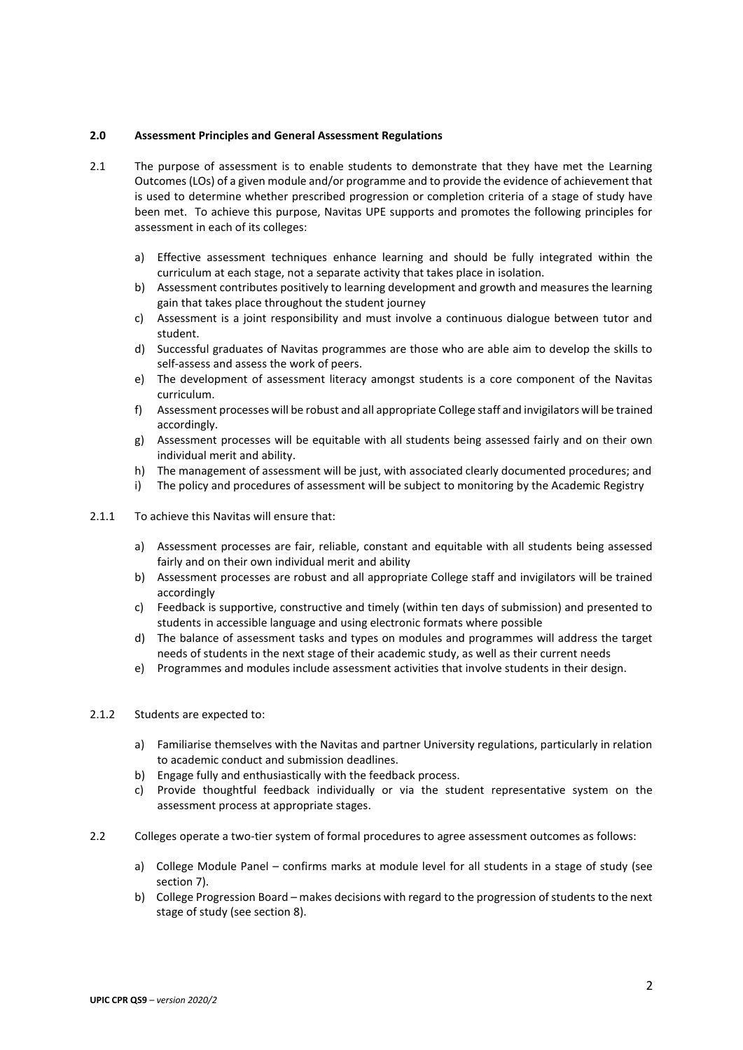## 2.0 Assessment Principles and General Assessment Regulations

2.1 The purpose of assessment is to enable students to demonstrate that they have met the Learning Outcomes (LOs) of a given module and/or programme and to provide the evidence of achievement that is used to determine whether prescribed progression or completion criteria of a stage of study have been met. To achieve this purpose, Navitas UPE supports and promotes the following principles for assessment in each of its colleges:

a) Effective assessment techniques enhance learning and should be fully integrated within the curriculum at each stage, not a separate activity that takes place in isolation.
b) Assessment contributes positively to learning development and growth and measures the learning gain that takes place throughout the student journey
c) Assessment is a joint responsibility and must involve a continuous dialogue between tutor and student.
d) Successful graduates of Navitas programmes are those who are able aim to develop the skills to self-assess and assess the work of peers.
e) The development of assessment literacy amongst students is a core component of the Navitas curriculum.
f) Assessment processes will be robust and all appropriate College staff and invigilators will be trained accordingly.
g) Assessment processes will be equitable with all students being assessed fairly and on their own individual merit and ability.
h) The management of assessment will be just, with associated clearly documented procedures; and
i) The policy and procedures of assessment will be subject to monitoring by the Academic Registry

2.1.1 To achieve this Navitas will ensure that:

a) Assessment processes are fair, reliable, constant and equitable with all students being assessed fairly and on their own individual merit and ability
b) Assessment processes are robust and all appropriate College staff and invigilators will be trained accordingly
c) Feedback is supportive, constructive and timely (within ten days of submission) and presented to students in accessible language and using electronic formats where possible
d) The balance of assessment tasks and types on modules and programmes will address the target needs of students in the next stage of their academic study, as well as their current needs
e) Programmes and modules include assessment activities that involve students in their design.

2.1.2 Students are expected to:

a) Familiarise themselves with the Navitas and partner University regulations, particularly in relation to academic conduct and submission deadlines.
b) Engage fully and enthusiastically with the feedback process.
c) Provide thoughtful feedback individually or via the student representative system on the assessment process at appropriate stages.

2.2 Colleges operate a two-tier system of formal procedures to agree assessment outcomes as follows:

a) College Module Panel – confirms marks at module level for all students in a stage of study (see section 7).
b) College Progression Board – makes decisions with regard to the progression of students to the next stage of study (see section 8).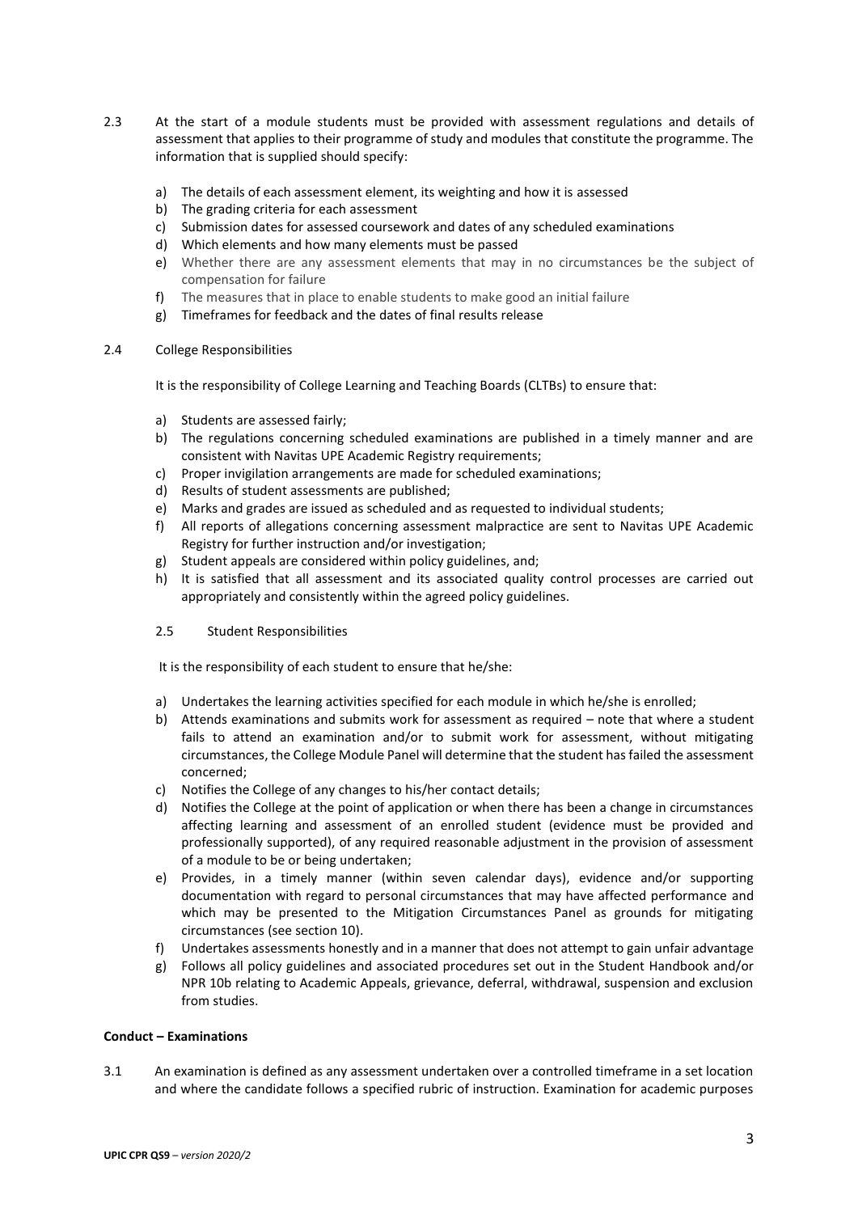2.3 At the start of a module students must be provided with assessment regulations and details of assessment that applies to their programme of study and modules that constitute the programme. The information that is supplied should specify:

a) The details of each assessment element, its weighting and how it is assessed
b) The grading criteria for each assessment
c) Submission dates for assessed coursework and dates of any scheduled examinations
d) Which elements and how many elements must be passed
e) Whether there are any assessment elements that may in no circumstances be the subject of compensation for failure
f) The measures that in place to enable students to make good an initial failure
g) Timeframes for feedback and the dates of final results release

2.4 College Responsibilities

It is the responsibility of College Learning and Teaching Boards (CLTBs) to ensure that:

a) Students are assessed fairly;
b) The regulations concerning scheduled examinations are published in a timely manner and are consistent with Navitas UPE Academic Registry requirements;
c) Proper invigilation arrangements are made for scheduled examinations;
d) Results of student assessments are published;
e) Marks and grades are issued as scheduled and as requested to individual students;
f) All reports of allegations concerning assessment malpractice are sent to Navitas UPE Academic Registry for further instruction and/or investigation;
g) Student appeals are considered within policy guidelines, and;
h) It is satisfied that all assessment and its associated quality control processes are carried out appropriately and consistently within the agreed policy guidelines.

2.5 Student Responsibilities

It is the responsibility of each student to ensure that he/she:

a) Undertakes the learning activities specified for each module in which he/she is enrolled;
b) Attends examinations and submits work for assessment as required – note that where a student fails to attend an examination and/or to submit work for assessment, without mitigating circumstances, the College Module Panel will determine that the student has failed the assessment concerned;
c) Notifies the College of any changes to his/her contact details;
d) Notifies the College at the point of application or when there has been a change in circumstances affecting learning and assessment of an enrolled student (evidence must be provided and professionally supported), of any required reasonable adjustment in the provision of assessment of a module to be or being undertaken;
e) Provides, in a timely manner (within seven calendar days), evidence and/or supporting documentation with regard to personal circumstances that may have affected performance and which may be presented to the Mitigation Circumstances Panel as grounds for mitigating circumstances (see section 10).
f) Undertakes assessments honestly and in a manner that does not attempt to gain unfair advantage
g) Follows all policy guidelines and associated procedures set out in the Student Handbook and/or NPR 10b relating to Academic Appeals, grievance, deferral, withdrawal, suspension and exclusion from studies.

**Conduct – Examinations**

3.1 An examination is defined as any assessment undertaken over a controlled timeframe in a set location and where the candidate follows a specified rubric of instruction. Examination for academic purposes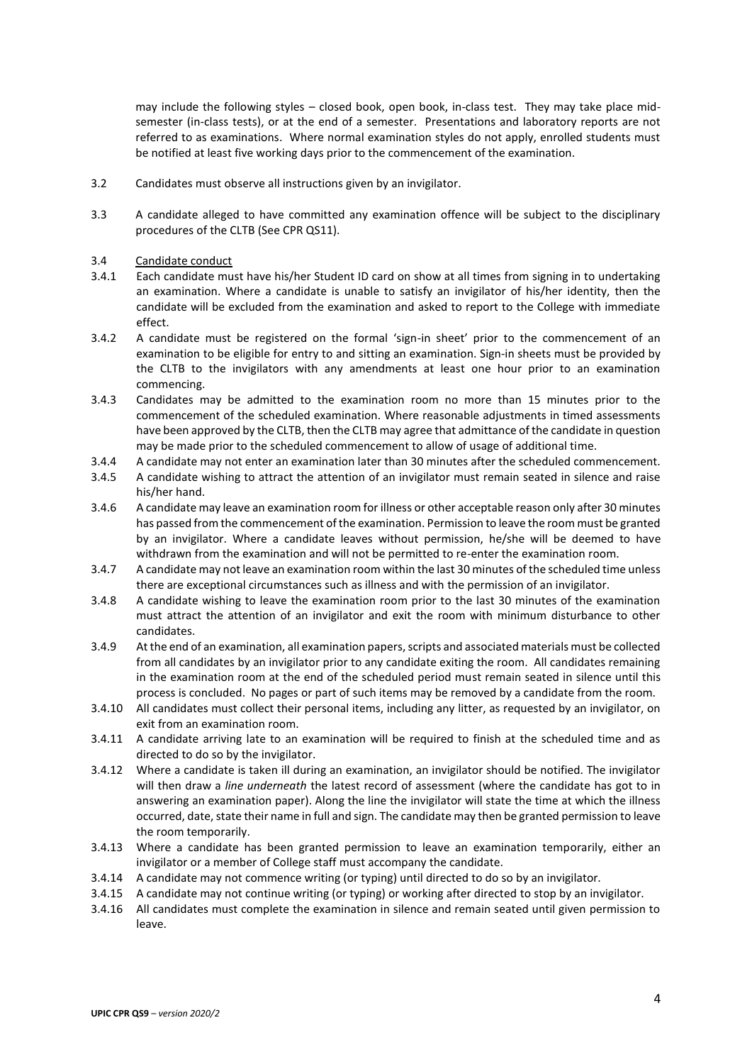may include the following styles – closed book, open book, in-class test. They may take place mid-semester (in-class tests), or at the end of a semester. Presentations and laboratory reports are not referred to as examinations. Where normal examination styles do not apply, enrolled students must be notified at least five working days prior to the commencement of the examination.

3.2 Candidates must observe all instructions given by an invigilator.

3.3 A candidate alleged to have committed any examination offence will be subject to the disciplinary procedures of the CLTB (See CPR QS11).

3.4 Candidate conduct

3.4.1 Each candidate must have his/her Student ID card on show at all times from signing in to undertaking an examination. Where a candidate is unable to satisfy an invigilator of his/her identity, then the candidate will be excluded from the examination and asked to report to the College with immediate effect.

3.4.2 A candidate must be registered on the formal 'sign-in sheet' prior to the commencement of an examination to be eligible for entry to and sitting an examination. Sign-in sheets must be provided by the CLTB to the invigilators with any amendments at least one hour prior to an examination commencing.

3.4.3 Candidates may be admitted to the examination room no more than 15 minutes prior to the commencement of the scheduled examination. Where reasonable adjustments in timed assessments have been approved by the CLTB, then the CLTB may agree that admittance of the candidate in question may be made prior to the scheduled commencement to allow of usage of additional time.

3.4.4 A candidate may not enter an examination later than 30 minutes after the scheduled commencement.

3.4.5 A candidate wishing to attract the attention of an invigilator must remain seated in silence and raise his/her hand.

3.4.6 A candidate may leave an examination room for illness or other acceptable reason only after 30 minutes has passed from the commencement of the examination. Permission to leave the room must be granted by an invigilator. Where a candidate leaves without permission, he/she will be deemed to have withdrawn from the examination and will not be permitted to re-enter the examination room.

3.4.7 A candidate may not leave an examination room within the last 30 minutes of the scheduled time unless there are exceptional circumstances such as illness and with the permission of an invigilator.

3.4.8 A candidate wishing to leave the examination room prior to the last 30 minutes of the examination must attract the attention of an invigilator and exit the room with minimum disturbance to other candidates.

3.4.9 At the end of an examination, all examination papers, scripts and associated materials must be collected from all candidates by an invigilator prior to any candidate exiting the room. All candidates remaining in the examination room at the end of the scheduled period must remain seated in silence until this process is concluded. No pages or part of such items may be removed by a candidate from the room.

3.4.10 All candidates must collect their personal items, including any litter, as requested by an invigilator, on exit from an examination room.

3.4.11 A candidate arriving late to an examination will be required to finish at the scheduled time and as directed to do so by the invigilator.

3.4.12 Where a candidate is taken ill during an examination, an invigilator should be notified. The invigilator will then draw a *line underneath* the latest record of assessment (where the candidate has got to in answering an examination paper). Along the line the invigilator will state the time at which the illness occurred, date, state their name in full and sign. The candidate may then be granted permission to leave the room temporarily.

3.4.13 Where a candidate has been granted permission to leave an examination temporarily, either an invigilator or a member of College staff must accompany the candidate.

3.4.14 A candidate may not commence writing (or typing) until directed to do so by an invigilator.

3.4.15 A candidate may not continue writing (or typing) or working after directed to stop by an invigilator.

3.4.16 All candidates must complete the examination in silence and remain seated until given permission to leave.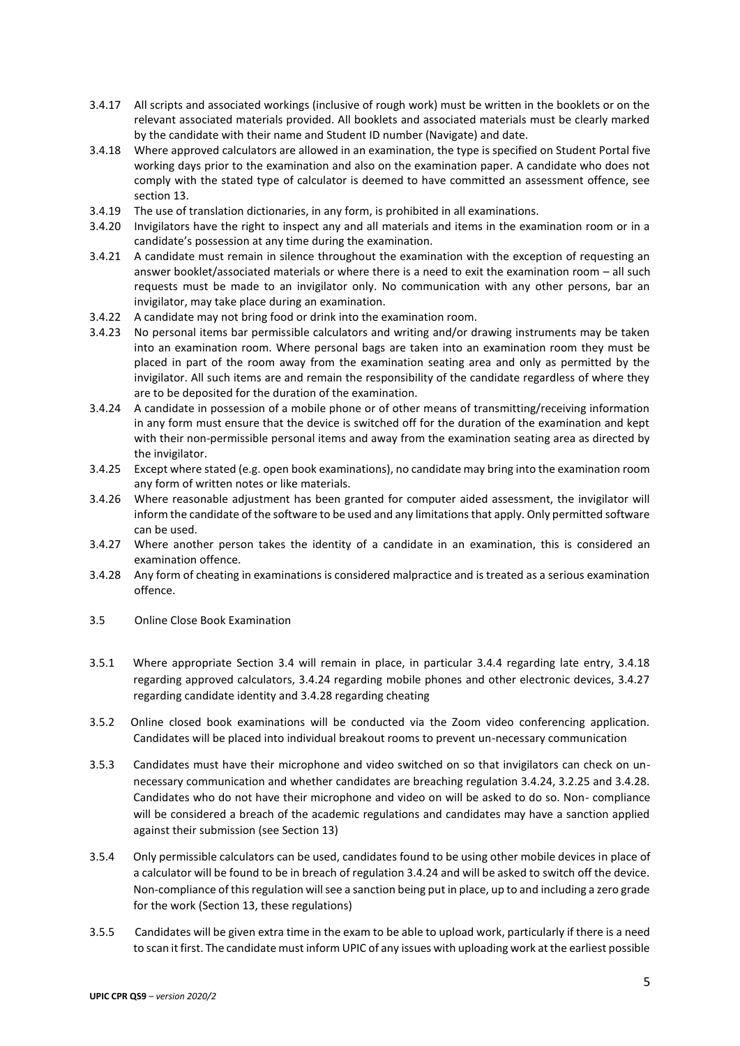3.4.17 All scripts and associated workings (inclusive of rough work) must be written in the booklets or on the relevant associated materials provided. All booklets and associated materials must be clearly marked by the candidate with their name and Student ID number (Navigate) and date.

3.4.18 Where approved calculators are allowed in an examination, the type is specified on Student Portal five working days prior to the examination and also on the examination paper. A candidate who does not comply with the stated type of calculator is deemed to have committed an assessment offence, see section 13.

3.4.19 The use of translation dictionaries, in any form, is prohibited in all examinations.

3.4.20 Invigilators have the right to inspect any and all materials and items in the examination room or in a candidate's possession at any time during the examination.

3.4.21 A candidate must remain in silence throughout the examination with the exception of requesting an answer booklet/associated materials or where there is a need to exit the examination room – all such requests must be made to an invigilator only. No communication with any other persons, bar an invigilator, may take place during an examination.

3.4.22 A candidate may not bring food or drink into the examination room.

3.4.23 No personal items bar permissible calculators and writing and/or drawing instruments may be taken into an examination room. Where personal bags are taken into an examination room they must be placed in part of the room away from the examination seating area and only as permitted by the invigilator. All such items are and remain the responsibility of the candidate regardless of where they are to be deposited for the duration of the examination.

3.4.24 A candidate in possession of a mobile phone or of other means of transmitting/receiving information in any form must ensure that the device is switched off for the duration of the examination and kept with their non-permissible personal items and away from the examination seating area as directed by the invigilator.

3.4.25 Except where stated (e.g. open book examinations), no candidate may bring into the examination room any form of written notes or like materials.

3.4.26 Where reasonable adjustment has been granted for computer aided assessment, the invigilator will inform the candidate of the software to be used and any limitations that apply. Only permitted software can be used.

3.4.27 Where another person takes the identity of a candidate in an examination, this is considered an examination offence.

3.4.28 Any form of cheating in examinations is considered malpractice and is treated as a serious examination offence.

## 3.5 Online Close Book Examination

3.5.1 Where appropriate Section 3.4 will remain in place, in particular 3.4.4 regarding late entry, 3.4.18 regarding approved calculators, 3.4.24 regarding mobile phones and other electronic devices, 3.4.27 regarding candidate identity and 3.4.28 regarding cheating

3.5.2 Online closed book examinations will be conducted via the Zoom video conferencing application. Candidates will be placed into individual breakout rooms to prevent un-necessary communication

3.5.3 Candidates must have their microphone and video switched on so that invigilators can check on un-necessary communication and whether candidates are breaching regulation 3.4.24, 3.2.25 and 3.4.28. Candidates who do not have their microphone and video on will be asked to do so. Non- compliance will be considered a breach of the academic regulations and candidates may have a sanction applied against their submission (see Section 13)

3.5.4 Only permissible calculators can be used, candidates found to be using other mobile devices in place of a calculator will be found to be in breach of regulation 3.4.24 and will be asked to switch off the device. Non-compliance of this regulation will see a sanction being put in place, up to and including a zero grade for the work (Section 13, these regulations)

3.5.5 Candidates will be given extra time in the exam to be able to upload work, particularly if there is a need to scan it first. The candidate must inform UPIC of any issues with uploading work at the earliest possible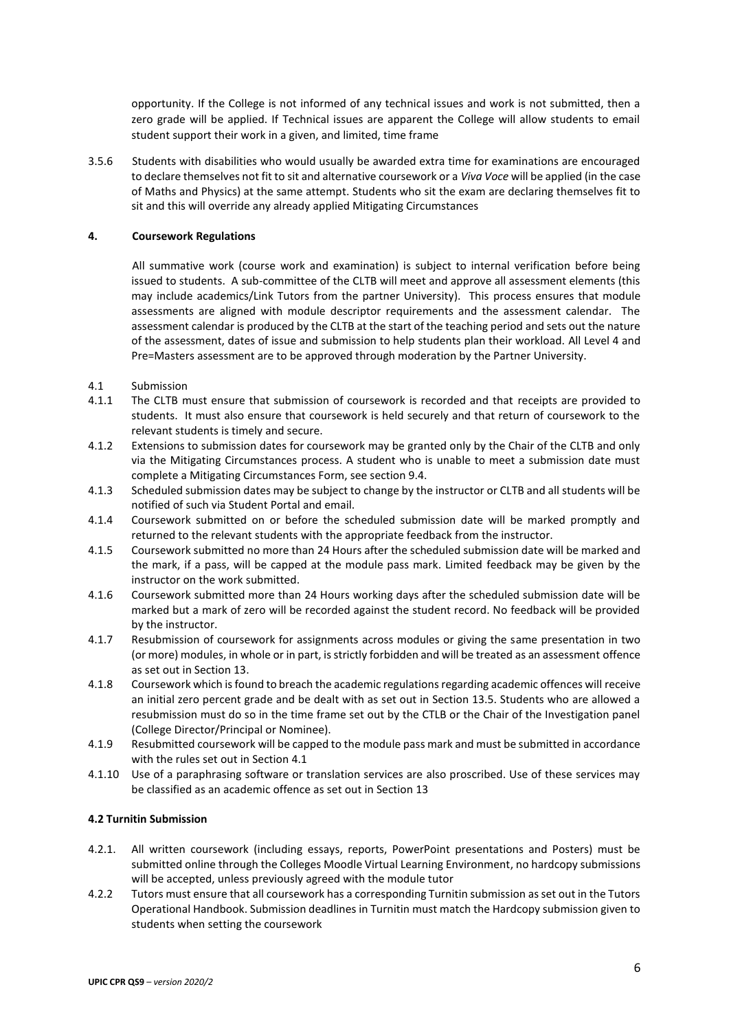opportunity. If the College is not informed of any technical issues and work is not submitted, then a zero grade will be applied. If Technical issues are apparent the College will allow students to email student support their work in a given, and limited, time frame

3.5.6 Students with disabilities who would usually be awarded extra time for examinations are encouraged to declare themselves not fit to sit and alternative coursework or a *Viva Voce* will be applied (in the case of Maths and Physics) at the same attempt. Students who sit the exam are declaring themselves fit to sit and this will override any already applied Mitigating Circumstances

## 4. Coursework Regulations

All summative work (course work and examination) is subject to internal verification before being issued to students. A sub-committee of the CLTB will meet and approve all assessment elements (this may include academics/Link Tutors from the partner University). This process ensures that module assessments are aligned with module descriptor requirements and the assessment calendar. The assessment calendar is produced by the CLTB at the start of the teaching period and sets out the nature of the assessment, dates of issue and submission to help students plan their workload. All Level 4 and Pre=Masters assessment are to be approved through moderation by the Partner University.

4.1 Submission

4.1.1 The CLTB must ensure that submission of coursework is recorded and that receipts are provided to students. It must also ensure that coursework is held securely and that return of coursework to the relevant students is timely and secure.

4.1.2 Extensions to submission dates for coursework may be granted only by the Chair of the CLTB and only via the Mitigating Circumstances process. A student who is unable to meet a submission date must complete a Mitigating Circumstances Form, see section 9.4.

4.1.3 Scheduled submission dates may be subject to change by the instructor or CLTB and all students will be notified of such via Student Portal and email.

4.1.4 Coursework submitted on or before the scheduled submission date will be marked promptly and returned to the relevant students with the appropriate feedback from the instructor.

4.1.5 Coursework submitted no more than 24 Hours after the scheduled submission date will be marked and the mark, if a pass, will be capped at the module pass mark. Limited feedback may be given by the instructor on the work submitted.

4.1.6 Coursework submitted more than 24 Hours working days after the scheduled submission date will be marked but a mark of zero will be recorded against the student record. No feedback will be provided by the instructor.

4.1.7 Resubmission of coursework for assignments across modules or giving the same presentation in two (or more) modules, in whole or in part, is strictly forbidden and will be treated as an assessment offence as set out in Section 13.

4.1.8 Coursework which is found to breach the academic regulations regarding academic offences will receive an initial zero percent grade and be dealt with as set out in Section 13.5. Students who are allowed a resubmission must do so in the time frame set out by the CTLB or the Chair of the Investigation panel (College Director/Principal or Nominee).

4.1.9 Resubmitted coursework will be capped to the module pass mark and must be submitted in accordance with the rules set out in Section 4.1

4.1.10 Use of a paraphrasing software or translation services are also proscribed. Use of these services may be classified as an academic offence as set out in Section 13

### 4.2 Turnitin Submission

4.2.1. All written coursework (including essays, reports, PowerPoint presentations and Posters) must be submitted online through the Colleges Moodle Virtual Learning Environment, no hardcopy submissions will be accepted, unless previously agreed with the module tutor

4.2.2 Tutors must ensure that all coursework has a corresponding Turnitin submission as set out in the Tutors Operational Handbook. Submission deadlines in Turnitin must match the Hardcopy submission given to students when setting the coursework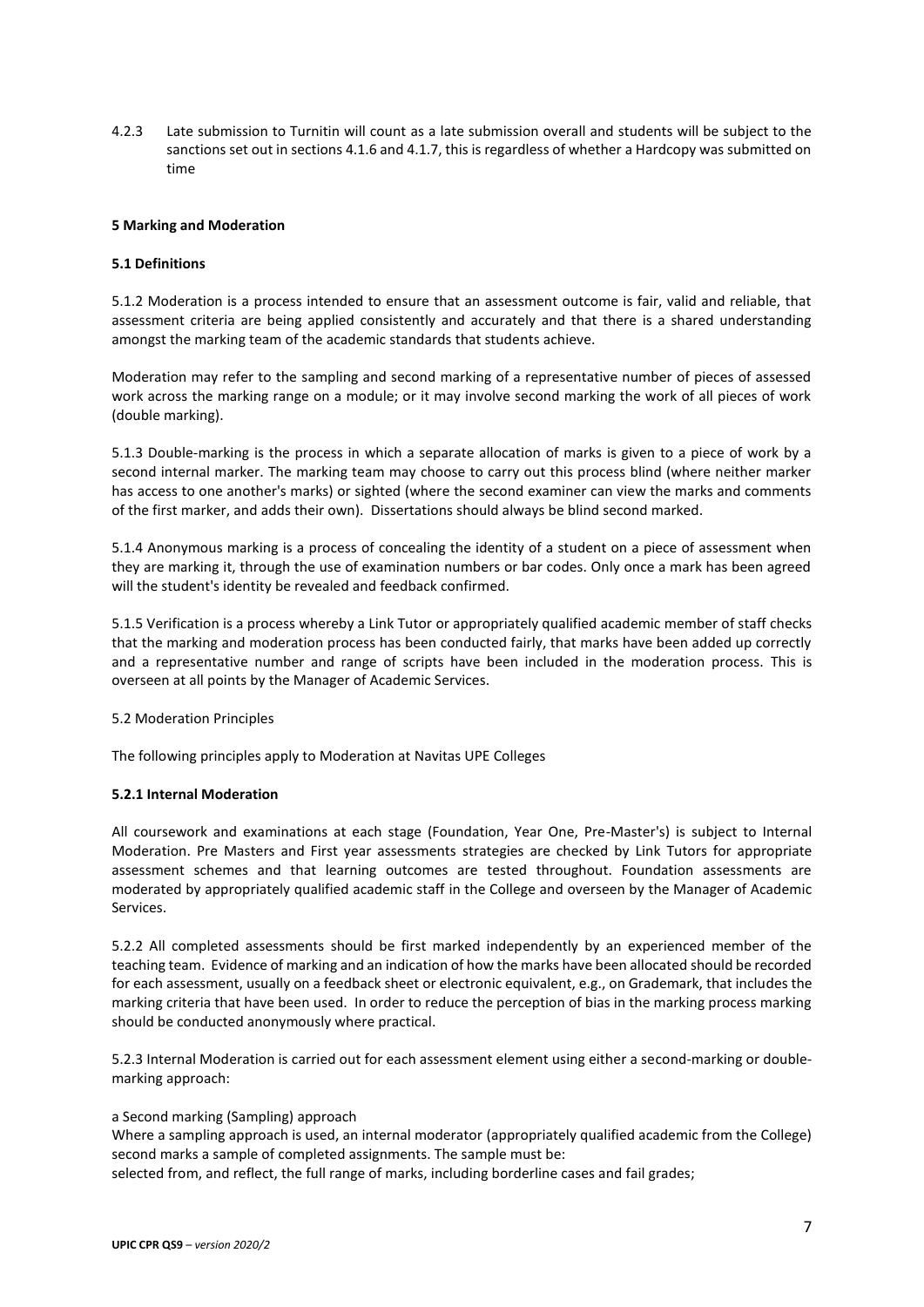4.2.3 Late submission to Turnitin will count as a late submission overall and students will be subject to the sanctions set out in sections 4.1.6 and 4.1.7, this is regardless of whether a Hardcopy was submitted on time

**5 Marking and Moderation**

**5.1 Definitions**

5.1.2 Moderation is a process intended to ensure that an assessment outcome is fair, valid and reliable, that assessment criteria are being applied consistently and accurately and that there is a shared understanding amongst the marking team of the academic standards that students achieve.

Moderation may refer to the sampling and second marking of a representative number of pieces of assessed work across the marking range on a module; or it may involve second marking the work of all pieces of work (double marking).

5.1.3 Double-marking is the process in which a separate allocation of marks is given to a piece of work by a second internal marker. The marking team may choose to carry out this process blind (where neither marker has access to one another's marks) or sighted (where the second examiner can view the marks and comments of the first marker, and adds their own). Dissertations should always be blind second marked.

5.1.4 Anonymous marking is a process of concealing the identity of a student on a piece of assessment when they are marking it, through the use of examination numbers or bar codes. Only once a mark has been agreed will the student's identity be revealed and feedback confirmed.

5.1.5 Verification is a process whereby a Link Tutor or appropriately qualified academic member of staff checks that the marking and moderation process has been conducted fairly, that marks have been added up correctly and a representative number and range of scripts have been included in the moderation process. This is overseen at all points by the Manager of Academic Services.

5.2 Moderation Principles

The following principles apply to Moderation at Navitas UPE Colleges

**5.2.1 Internal Moderation**

All coursework and examinations at each stage (Foundation, Year One, Pre-Master's) is subject to Internal Moderation. Pre Masters and First year assessments strategies are checked by Link Tutors for appropriate assessment schemes and that learning outcomes are tested throughout. Foundation assessments are moderated by appropriately qualified academic staff in the College and overseen by the Manager of Academic Services.

5.2.2 All completed assessments should be first marked independently by an experienced member of the teaching team. Evidence of marking and an indication of how the marks have been allocated should be recorded for each assessment, usually on a feedback sheet or electronic equivalent, e.g., on Grademark, that includes the marking criteria that have been used. In order to reduce the perception of bias in the marking process marking should be conducted anonymously where practical.

5.2.3 Internal Moderation is carried out for each assessment element using either a second-marking or double-marking approach:

a Second marking (Sampling) approach

Where a sampling approach is used, an internal moderator (appropriately qualified academic from the College) second marks a sample of completed assignments. The sample must be:

selected from, and reflect, the full range of marks, including borderline cases and fail grades;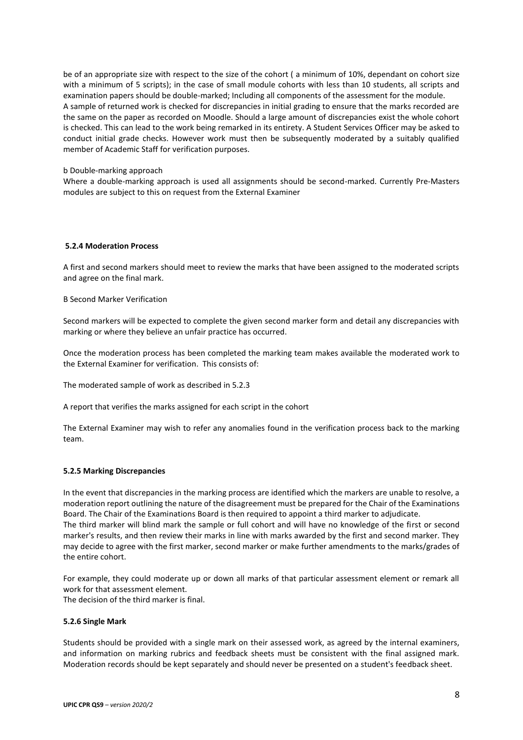be of an appropriate size with respect to the size of the cohort ( a minimum of 10%, dependant on cohort size with a minimum of 5 scripts); in the case of small module cohorts with less than 10 students, all scripts and examination papers should be double-marked; Including all components of the assessment for the module.
A sample of returned work is checked for discrepancies in initial grading to ensure that the marks recorded are the same on the paper as recorded on Moodle. Should a large amount of discrepancies exist the whole cohort is checked. This can lead to the work being remarked in its entirety. A Student Services Officer may be asked to conduct initial grade checks. However work must then be subsequently moderated by a suitably qualified member of Academic Staff for verification purposes.

b Double-marking approach

Where a double-marking approach is used all assignments should be second-marked. Currently Pre-Masters modules are subject to this on request from the External Examiner

#### 5.2.4 Moderation Process

A first and second markers should meet to review the marks that have been assigned to the moderated scripts and agree on the final mark.

B Second Marker Verification

Second markers will be expected to complete the given second marker form and detail any discrepancies with marking or where they believe an unfair practice has occurred.

Once the moderation process has been completed the marking team makes available the moderated work to the External Examiner for verification. This consists of:

The moderated sample of work as described in 5.2.3

A report that verifies the marks assigned for each script in the cohort

The External Examiner may wish to refer any anomalies found in the verification process back to the marking team.

#### 5.2.5 Marking Discrepancies

In the event that discrepancies in the marking process are identified which the markers are unable to resolve, a moderation report outlining the nature of the disagreement must be prepared for the Chair of the Examinations Board. The Chair of the Examinations Board is then required to appoint a third marker to adjudicate.
The third marker will blind mark the sample or full cohort and will have no knowledge of the first or second marker's results, and then review their marks in line with marks awarded by the first and second marker. They may decide to agree with the first marker, second marker or make further amendments to the marks/grades of the entire cohort.

For example, they could moderate up or down all marks of that particular assessment element or remark all work for that assessment element.
The decision of the third marker is final.

#### 5.2.6 Single Mark

Students should be provided with a single mark on their assessed work, as agreed by the internal examiners, and information on marking rubrics and feedback sheets must be consistent with the final assigned mark. Moderation records should be kept separately and should never be presented on a student's feedback sheet.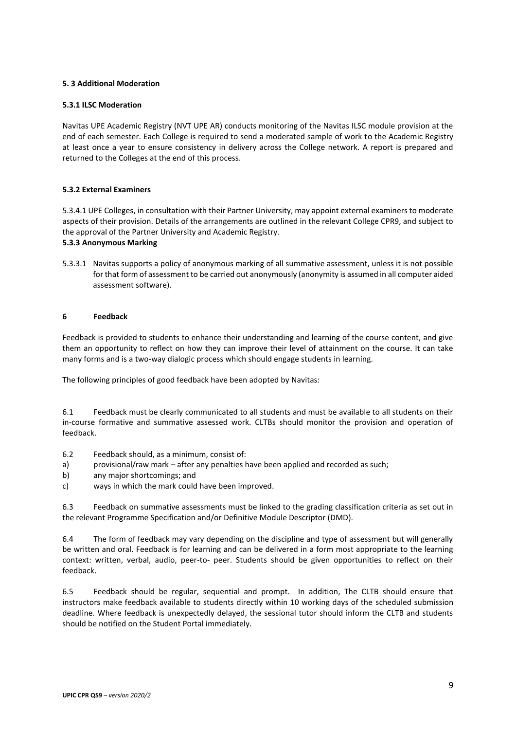#### 5. 3 Additional Moderation

#### 5.3.1 ILSC Moderation

Navitas UPE Academic Registry (NVT UPE AR) conducts monitoring of the Navitas ILSC module provision at the end of each semester. Each College is required to send a moderated sample of work to the Academic Registry at least once a year to ensure consistency in delivery across the College network. A report is prepared and returned to the Colleges at the end of this process.

#### 5.3.2 External Examiners

5.3.4.1 UPE Colleges, in consultation with their Partner University, may appoint external examiners to moderate aspects of their provision. Details of the arrangements are outlined in the relevant College CPR9, and subject to the approval of the Partner University and Academic Registry.

#### 5.3.3 Anonymous Marking

5.3.3.1 Navitas supports a policy of anonymous marking of all summative assessment, unless it is not possible for that form of assessment to be carried out anonymously (anonymity is assumed in all computer aided assessment software).

## 6 Feedback

Feedback is provided to students to enhance their understanding and learning of the course content, and give them an opportunity to reflect on how they can improve their level of attainment on the course. It can take many forms and is a two-way dialogic process which should engage students in learning.

The following principles of good feedback have been adopted by Navitas:

6.1 Feedback must be clearly communicated to all students and must be available to all students on their in-course formative and summative assessed work. CLTBs should monitor the provision and operation of feedback.

6.2 Feedback should, as a minimum, consist of:

a) provisional/raw mark – after any penalties have been applied and recorded as such;
b) any major shortcomings; and
c) ways in which the mark could have been improved.

6.3 Feedback on summative assessments must be linked to the grading classification criteria as set out in the relevant Programme Specification and/or Definitive Module Descriptor (DMD).

6.4 The form of feedback may vary depending on the discipline and type of assessment but will generally be written and oral. Feedback is for learning and can be delivered in a form most appropriate to the learning context: written, verbal, audio, peer-to- peer. Students should be given opportunities to reflect on their feedback.

6.5 Feedback should be regular, sequential and prompt. In addition, The CLTB should ensure that instructors make feedback available to students directly within 10 working days of the scheduled submission deadline. Where feedback is unexpectedly delayed, the sessional tutor should inform the CLTB and students should be notified on the Student Portal immediately.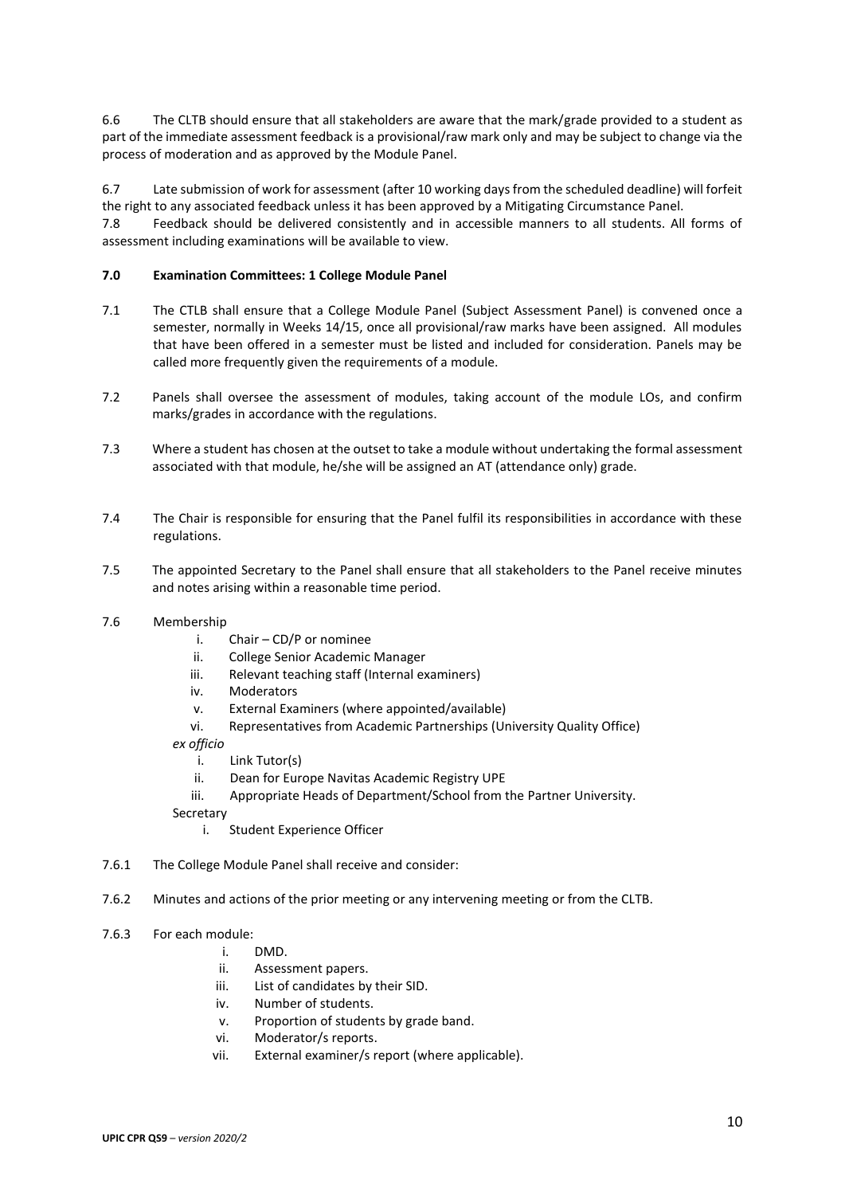6.6 The CLTB should ensure that all stakeholders are aware that the mark/grade provided to a student as part of the immediate assessment feedback is a provisional/raw mark only and may be subject to change via the process of moderation and as approved by the Module Panel.

6.7 Late submission of work for assessment (after 10 working days from the scheduled deadline) will forfeit the right to any associated feedback unless it has been approved by a Mitigating Circumstance Panel.

7.8 Feedback should be delivered consistently and in accessible manners to all students. All forms of assessment including examinations will be available to view.

**7.0 Examination Committees: 1 College Module Panel**

7.1 The CTLB shall ensure that a College Module Panel (Subject Assessment Panel) is convened once a semester, normally in Weeks 14/15, once all provisional/raw marks have been assigned. All modules that have been offered in a semester must be listed and included for consideration. Panels may be called more frequently given the requirements of a module.

7.2 Panels shall oversee the assessment of modules, taking account of the module LOs, and confirm marks/grades in accordance with the regulations.

7.3 Where a student has chosen at the outset to take a module without undertaking the formal assessment associated with that module, he/she will be assigned an AT (attendance only) grade.

7.4 The Chair is responsible for ensuring that the Panel fulfil its responsibilities in accordance with these regulations.

7.5 The appointed Secretary to the Panel shall ensure that all stakeholders to the Panel receive minutes and notes arising within a reasonable time period.

7.6 Membership

i. Chair – CD/P or nominee
ii. College Senior Academic Manager
iii. Relevant teaching staff (Internal examiners)
iv. Moderators
v. External Examiners (where appointed/available)
vi. Representatives from Academic Partnerships (University Quality Office)

*ex officio*

i. Link Tutor(s)
ii. Dean for Europe Navitas Academic Registry UPE
iii. Appropriate Heads of Department/School from the Partner University.

Secretary

i. Student Experience Officer

7.6.1 The College Module Panel shall receive and consider:

7.6.2 Minutes and actions of the prior meeting or any intervening meeting or from the CLTB.

7.6.3 For each module:

i. DMD.
ii. Assessment papers.
iii. List of candidates by their SID.
iv. Number of students.
v. Proportion of students by grade band.
vi. Moderator/s reports.
vii. External examiner/s report (where applicable).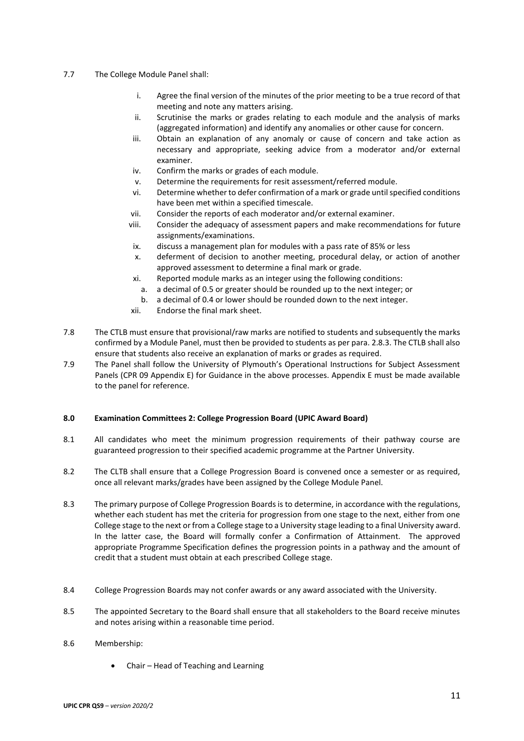7.7 The College Module Panel shall:

i. Agree the final version of the minutes of the prior meeting to be a true record of that meeting and note any matters arising.
ii. Scrutinise the marks or grades relating to each module and the analysis of marks (aggregated information) and identify any anomalies or other cause for concern.
iii. Obtain an explanation of any anomaly or cause of concern and take action as necessary and appropriate, seeking advice from a moderator and/or external examiner.
iv. Confirm the marks or grades of each module.
v. Determine the requirements for resit assessment/referred module.
vi. Determine whether to defer confirmation of a mark or grade until specified conditions have been met within a specified timescale.
vii. Consider the reports of each moderator and/or external examiner.
viii. Consider the adequacy of assessment papers and make recommendations for future assignments/examinations.
ix. discuss a management plan for modules with a pass rate of 85% or less
x. deferment of decision to another meeting, procedural delay, or action of another approved assessment to determine a final mark or grade.
xi. Reported module marks as an integer using the following conditions:
   a. a decimal of 0.5 or greater should be rounded up to the next integer; or
   b. a decimal of 0.4 or lower should be rounded down to the next integer.
xii. Endorse the final mark sheet.

7.8 The CTLB must ensure that provisional/raw marks are notified to students and subsequently the marks confirmed by a Module Panel, must then be provided to students as per para. 2.8.3. The CTLB shall also ensure that students also receive an explanation of marks or grades as required.

7.9 The Panel shall follow the University of Plymouth's Operational Instructions for Subject Assessment Panels (CPR 09 Appendix E) for Guidance in the above processes. Appendix E must be made available to the panel for reference.

## 8.0 Examination Committees 2: College Progression Board (UPIC Award Board)

8.1 All candidates who meet the minimum progression requirements of their pathway course are guaranteed progression to their specified academic programme at the Partner University.

8.2 The CLTB shall ensure that a College Progression Board is convened once a semester or as required, once all relevant marks/grades have been assigned by the College Module Panel.

8.3 The primary purpose of College Progression Boards is to determine, in accordance with the regulations, whether each student has met the criteria for progression from one stage to the next, either from one College stage to the next or from a College stage to a University stage leading to a final University award. In the latter case, the Board will formally confer a Confirmation of Attainment. The approved appropriate Programme Specification defines the progression points in a pathway and the amount of credit that a student must obtain at each prescribed College stage.

8.4 College Progression Boards may not confer awards or any award associated with the University.

8.5 The appointed Secretary to the Board shall ensure that all stakeholders to the Board receive minutes and notes arising within a reasonable time period.

8.6 Membership:

- Chair – Head of Teaching and Learning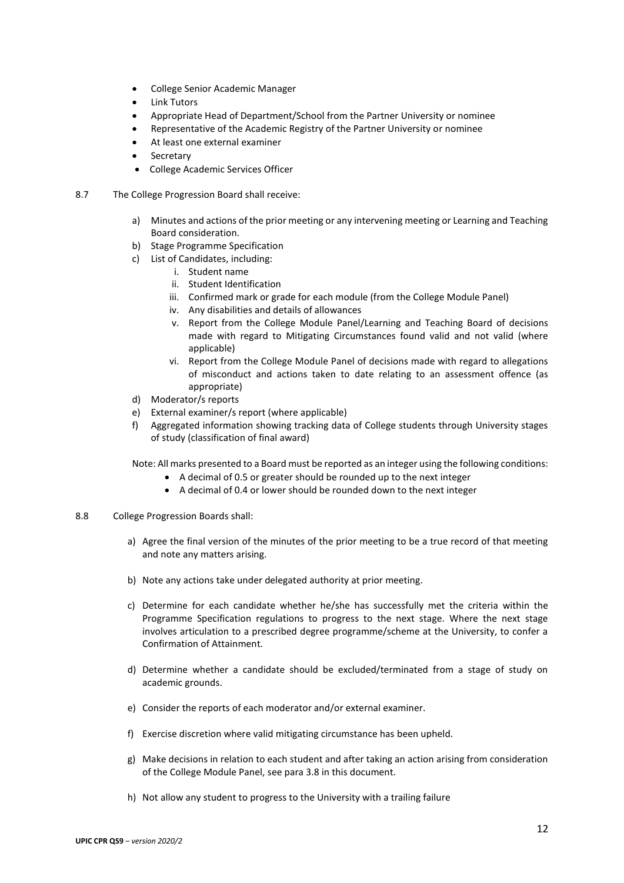- College Senior Academic Manager
- Link Tutors
- Appropriate Head of Department/School from the Partner University or nominee
- Representative of the Academic Registry of the Partner University or nominee
- At least one external examiner
- Secretary
- College Academic Services Officer

8.7 The College Progression Board shall receive:

a) Minutes and actions of the prior meeting or any intervening meeting or Learning and Teaching Board consideration.
b) Stage Programme Specification
c) List of Candidates, including:
    i. Student name
    ii. Student Identification
    iii. Confirmed mark or grade for each module (from the College Module Panel)
    iv. Any disabilities and details of allowances
    v. Report from the College Module Panel/Learning and Teaching Board of decisions made with regard to Mitigating Circumstances found valid and not valid (where applicable)
    vi. Report from the College Module Panel of decisions made with regard to allegations of misconduct and actions taken to date relating to an assessment offence (as appropriate)
d) Moderator/s reports
e) External examiner/s report (where applicable)
f) Aggregated information showing tracking data of College students through University stages of study (classification of final award)

Note: All marks presented to a Board must be reported as an integer using the following conditions:

- A decimal of 0.5 or greater should be rounded up to the next integer
- A decimal of 0.4 or lower should be rounded down to the next integer

8.8 College Progression Boards shall:

a) Agree the final version of the minutes of the prior meeting to be a true record of that meeting and note any matters arising.

b) Note any actions take under delegated authority at prior meeting.

c) Determine for each candidate whether he/she has successfully met the criteria within the Programme Specification regulations to progress to the next stage. Where the next stage involves articulation to a prescribed degree programme/scheme at the University, to confer a Confirmation of Attainment.

d) Determine whether a candidate should be excluded/terminated from a stage of study on academic grounds.

e) Consider the reports of each moderator and/or external examiner.

f) Exercise discretion where valid mitigating circumstance has been upheld.

g) Make decisions in relation to each student and after taking an action arising from consideration of the College Module Panel, see para 3.8 in this document.

h) Not allow any student to progress to the University with a trailing failure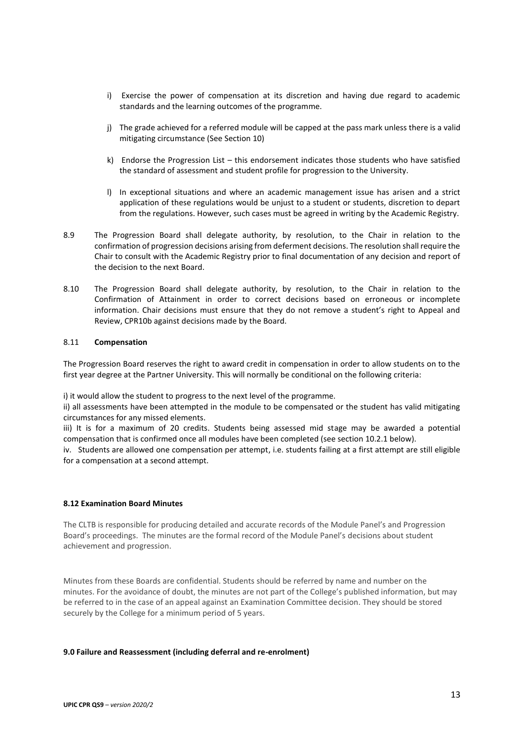i) Exercise the power of compensation at its discretion and having due regard to academic standards and the learning outcomes of the programme.

j) The grade achieved for a referred module will be capped at the pass mark unless there is a valid mitigating circumstance (See Section 10)

k) Endorse the Progression List – this endorsement indicates those students who have satisfied the standard of assessment and student profile for progression to the University.

l) In exceptional situations and where an academic management issue has arisen and a strict application of these regulations would be unjust to a student or students, discretion to depart from the regulations. However, such cases must be agreed in writing by the Academic Registry.

8.9 The Progression Board shall delegate authority, by resolution, to the Chair in relation to the confirmation of progression decisions arising from deferment decisions. The resolution shall require the Chair to consult with the Academic Registry prior to final documentation of any decision and report of the decision to the next Board.

8.10 The Progression Board shall delegate authority, by resolution, to the Chair in relation to the Confirmation of Attainment in order to correct decisions based on erroneous or incomplete information. Chair decisions must ensure that they do not remove a student's right to Appeal and Review, CPR10b against decisions made by the Board.

8.11 **Compensation**

The Progression Board reserves the right to award credit in compensation in order to allow students on to the first year degree at the Partner University. This will normally be conditional on the following criteria:

i) it would allow the student to progress to the next level of the programme.

ii) all assessments have been attempted in the module to be compensated or the student has valid mitigating circumstances for any missed elements.

iii) It is for a maximum of 20 credits. Students being assessed mid stage may be awarded a potential compensation that is confirmed once all modules have been completed (see section 10.2.1 below).

iv. Students are allowed one compensation per attempt, i.e. students failing at a first attempt are still eligible for a compensation at a second attempt.

**8.12 Examination Board Minutes**

The CLTB is responsible for producing detailed and accurate records of the Module Panel's and Progression Board's proceedings. The minutes are the formal record of the Module Panel's decisions about student achievement and progression.

Minutes from these Boards are confidential. Students should be referred by name and number on the minutes. For the avoidance of doubt, the minutes are not part of the College's published information, but may be referred to in the case of an appeal against an Examination Committee decision. They should be stored securely by the College for a minimum period of 5 years.

**9.0 Failure and Reassessment (including deferral and re-enrolment)**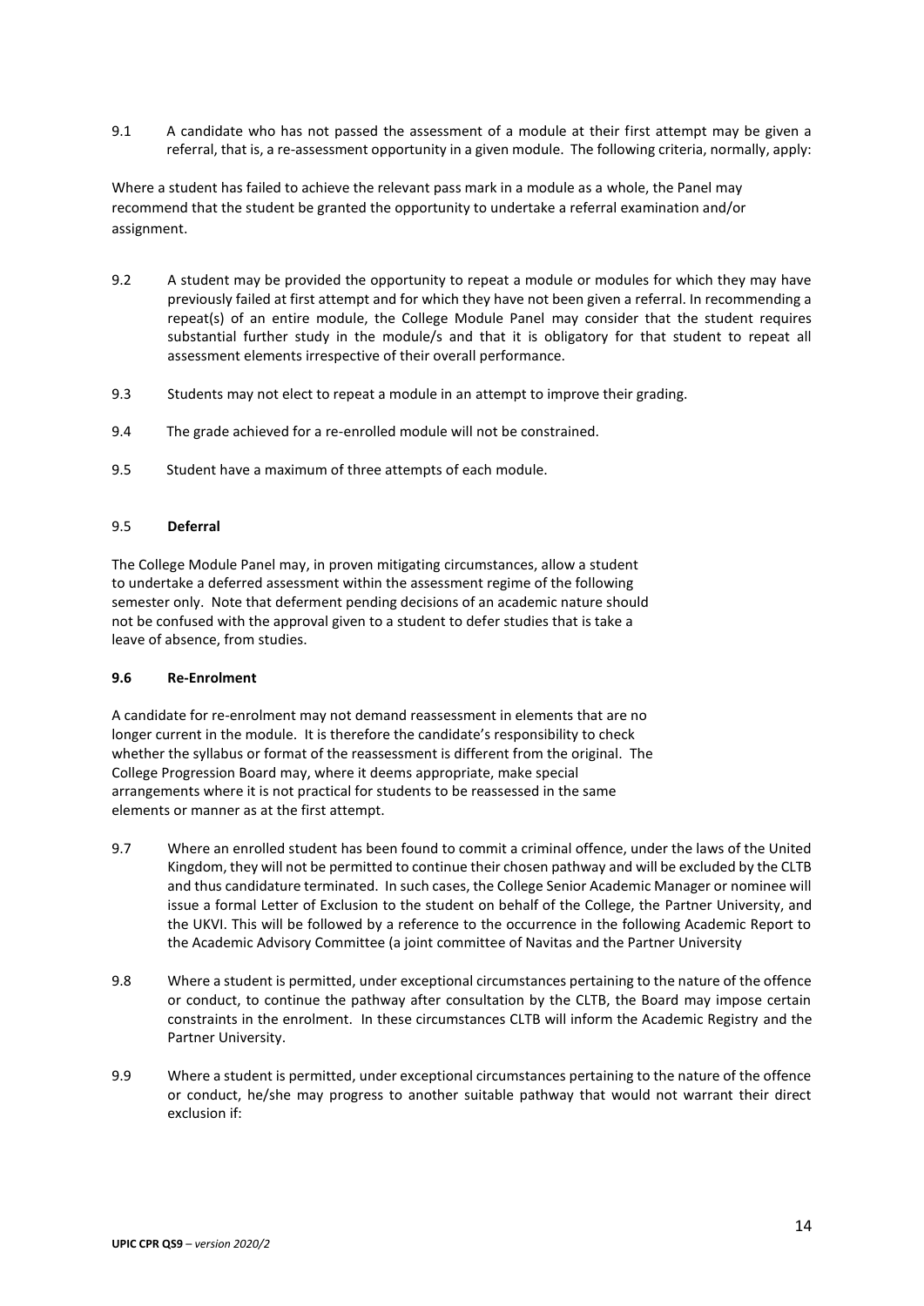9.1 A candidate who has not passed the assessment of a module at their first attempt may be given a referral, that is, a re-assessment opportunity in a given module. The following criteria, normally, apply:

Where a student has failed to achieve the relevant pass mark in a module as a whole, the Panel may recommend that the student be granted the opportunity to undertake a referral examination and/or assignment.

9.2 A student may be provided the opportunity to repeat a module or modules for which they may have previously failed at first attempt and for which they have not been given a referral. In recommending a repeat(s) of an entire module, the College Module Panel may consider that the student requires substantial further study in the module/s and that it is obligatory for that student to repeat all assessment elements irrespective of their overall performance.

9.3 Students may not elect to repeat a module in an attempt to improve their grading.

9.4 The grade achieved for a re-enrolled module will not be constrained.

9.5 Student have a maximum of three attempts of each module.

9.5 **Deferral**

The College Module Panel may, in proven mitigating circumstances, allow a student to undertake a deferred assessment within the assessment regime of the following semester only. Note that deferment pending decisions of an academic nature should not be confused with the approval given to a student to defer studies that is take a leave of absence, from studies.

**9.6 Re-Enrolment**

A candidate for re-enrolment may not demand reassessment in elements that are no longer current in the module. It is therefore the candidate's responsibility to check whether the syllabus or format of the reassessment is different from the original. The College Progression Board may, where it deems appropriate, make special arrangements where it is not practical for students to be reassessed in the same elements or manner as at the first attempt.

9.7 Where an enrolled student has been found to commit a criminal offence, under the laws of the United Kingdom, they will not be permitted to continue their chosen pathway and will be excluded by the CLTB and thus candidature terminated. In such cases, the College Senior Academic Manager or nominee will issue a formal Letter of Exclusion to the student on behalf of the College, the Partner University, and the UKVI. This will be followed by a reference to the occurrence in the following Academic Report to the Academic Advisory Committee (a joint committee of Navitas and the Partner University

9.8 Where a student is permitted, under exceptional circumstances pertaining to the nature of the offence or conduct, to continue the pathway after consultation by the CLTB, the Board may impose certain constraints in the enrolment. In these circumstances CLTB will inform the Academic Registry and the Partner University.

9.9 Where a student is permitted, under exceptional circumstances pertaining to the nature of the offence or conduct, he/she may progress to another suitable pathway that would not warrant their direct exclusion if: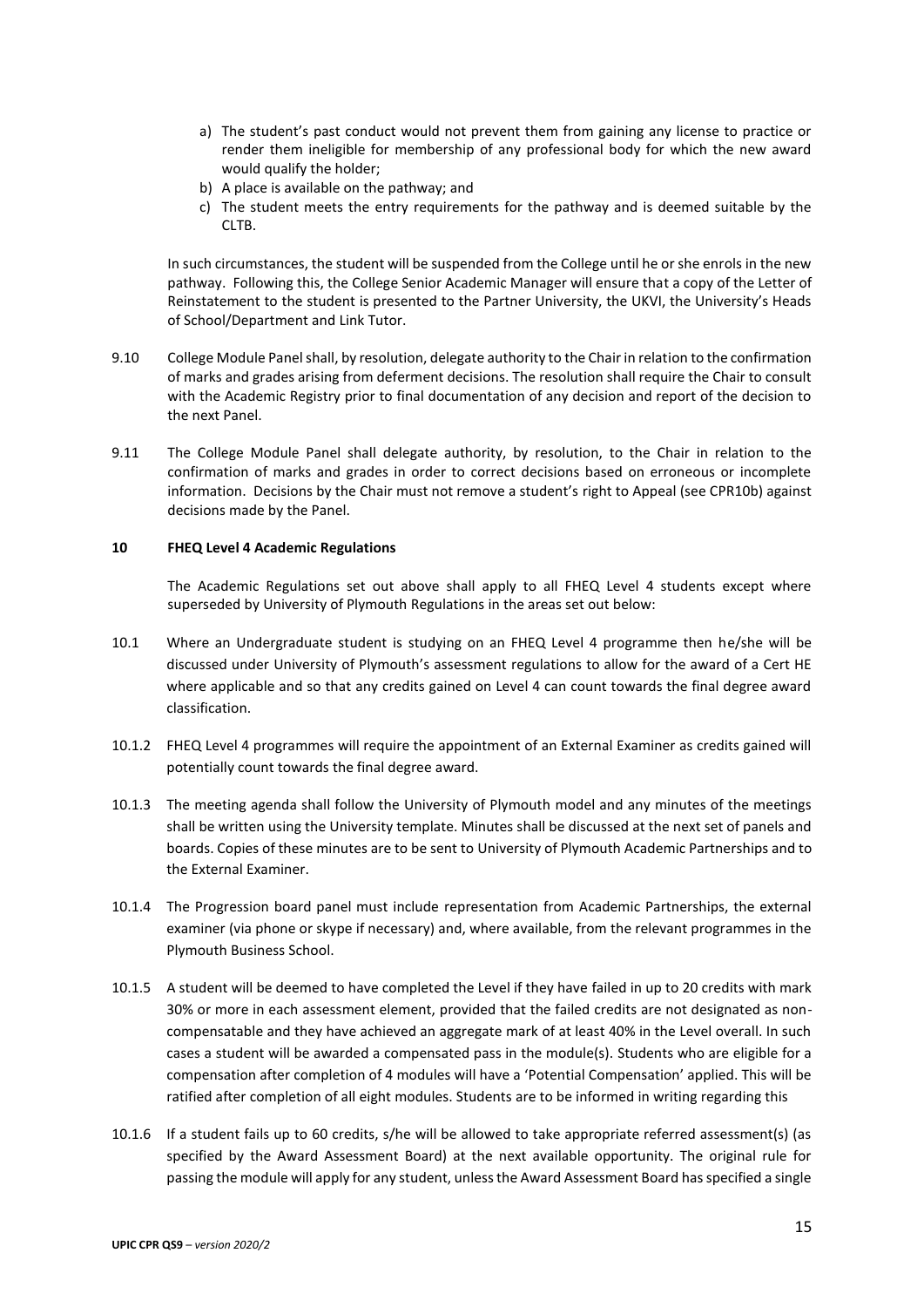a) The student's past conduct would not prevent them from gaining any license to practice or render them ineligible for membership of any professional body for which the new award would qualify the holder;
b) A place is available on the pathway; and
c) The student meets the entry requirements for the pathway and is deemed suitable by the CLTB.

In such circumstances, the student will be suspended from the College until he or she enrols in the new pathway. Following this, the College Senior Academic Manager will ensure that a copy of the Letter of Reinstatement to the student is presented to the Partner University, the UKVI, the University's Heads of School/Department and Link Tutor.

9.10 College Module Panel shall, by resolution, delegate authority to the Chair in relation to the confirmation of marks and grades arising from deferment decisions. The resolution shall require the Chair to consult with the Academic Registry prior to final documentation of any decision and report of the decision to the next Panel.

9.11 The College Module Panel shall delegate authority, by resolution, to the Chair in relation to the confirmation of marks and grades in order to correct decisions based on erroneous or incomplete information. Decisions by the Chair must not remove a student's right to Appeal (see CPR10b) against decisions made by the Panel.

## 10 FHEQ Level 4 Academic Regulations

The Academic Regulations set out above shall apply to all FHEQ Level 4 students except where superseded by University of Plymouth Regulations in the areas set out below:

10.1 Where an Undergraduate student is studying on an FHEQ Level 4 programme then he/she will be discussed under University of Plymouth's assessment regulations to allow for the award of a Cert HE where applicable and so that any credits gained on Level 4 can count towards the final degree award classification.

10.1.2 FHEQ Level 4 programmes will require the appointment of an External Examiner as credits gained will potentially count towards the final degree award.

10.1.3 The meeting agenda shall follow the University of Plymouth model and any minutes of the meetings shall be written using the University template. Minutes shall be discussed at the next set of panels and boards. Copies of these minutes are to be sent to University of Plymouth Academic Partnerships and to the External Examiner.

10.1.4 The Progression board panel must include representation from Academic Partnerships, the external examiner (via phone or skype if necessary) and, where available, from the relevant programmes in the Plymouth Business School.

10.1.5 A student will be deemed to have completed the Level if they have failed in up to 20 credits with mark 30% or more in each assessment element, provided that the failed credits are not designated as non-compensatable and they have achieved an aggregate mark of at least 40% in the Level overall. In such cases a student will be awarded a compensated pass in the module(s). Students who are eligible for a compensation after completion of 4 modules will have a 'Potential Compensation' applied. This will be ratified after completion of all eight modules. Students are to be informed in writing regarding this

10.1.6 If a student fails up to 60 credits, s/he will be allowed to take appropriate referred assessment(s) (as specified by the Award Assessment Board) at the next available opportunity. The original rule for passing the module will apply for any student, unless the Award Assessment Board has specified a single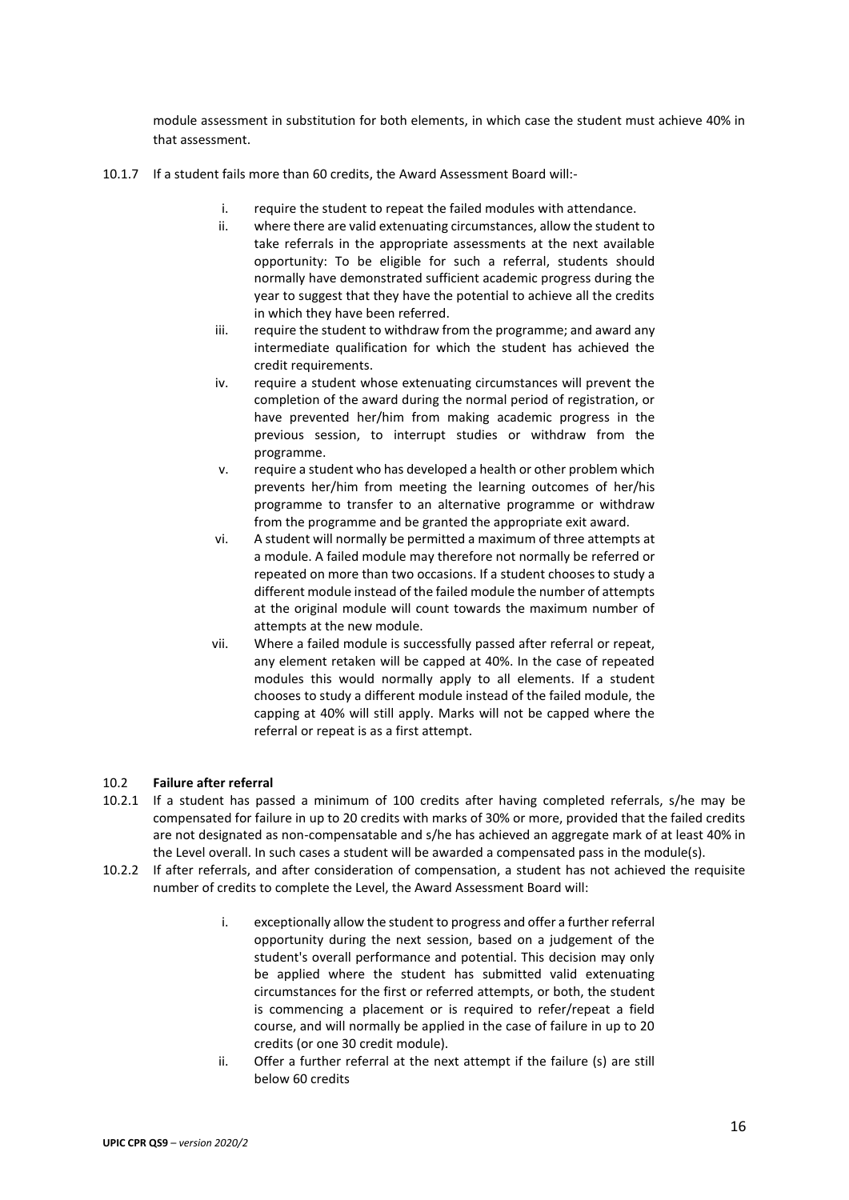module assessment in substitution for both elements, in which case the student must achieve 40% in that assessment.

10.1.7 If a student fails more than 60 credits, the Award Assessment Board will:-

i. require the student to repeat the failed modules with attendance.
ii. where there are valid extenuating circumstances, allow the student to take referrals in the appropriate assessments at the next available opportunity: To be eligible for such a referral, students should normally have demonstrated sufficient academic progress during the year to suggest that they have the potential to achieve all the credits in which they have been referred.
iii. require the student to withdraw from the programme; and award any intermediate qualification for which the student has achieved the credit requirements.
iv. require a student whose extenuating circumstances will prevent the completion of the award during the normal period of registration, or have prevented her/him from making academic progress in the previous session, to interrupt studies or withdraw from the programme.
v. require a student who has developed a health or other problem which prevents her/him from meeting the learning outcomes of her/his programme to transfer to an alternative programme or withdraw from the programme and be granted the appropriate exit award.
vi. A student will normally be permitted a maximum of three attempts at a module. A failed module may therefore not normally be referred or repeated on more than two occasions. If a student chooses to study a different module instead of the failed module the number of attempts at the original module will count towards the maximum number of attempts at the new module.
vii. Where a failed module is successfully passed after referral or repeat, any element retaken will be capped at 40%. In the case of repeated modules this would normally apply to all elements. If a student chooses to study a different module instead of the failed module, the capping at 40% will still apply. Marks will not be capped where the referral or repeat is as a first attempt.

### 10.2 Failure after referral

10.2.1 If a student has passed a minimum of 100 credits after having completed referrals, s/he may be compensated for failure in up to 20 credits with marks of 30% or more, provided that the failed credits are not designated as non-compensatable and s/he has achieved an aggregate mark of at least 40% in the Level overall. In such cases a student will be awarded a compensated pass in the module(s).

10.2.2 If after referrals, and after consideration of compensation, a student has not achieved the requisite number of credits to complete the Level, the Award Assessment Board will:

i. exceptionally allow the student to progress and offer a further referral opportunity during the next session, based on a judgement of the student's overall performance and potential. This decision may only be applied where the student has submitted valid extenuating circumstances for the first or referred attempts, or both, the student is commencing a placement or is required to refer/repeat a field course, and will normally be applied in the case of failure in up to 20 credits (or one 30 credit module).
ii. Offer a further referral at the next attempt if the failure (s) are still below 60 credits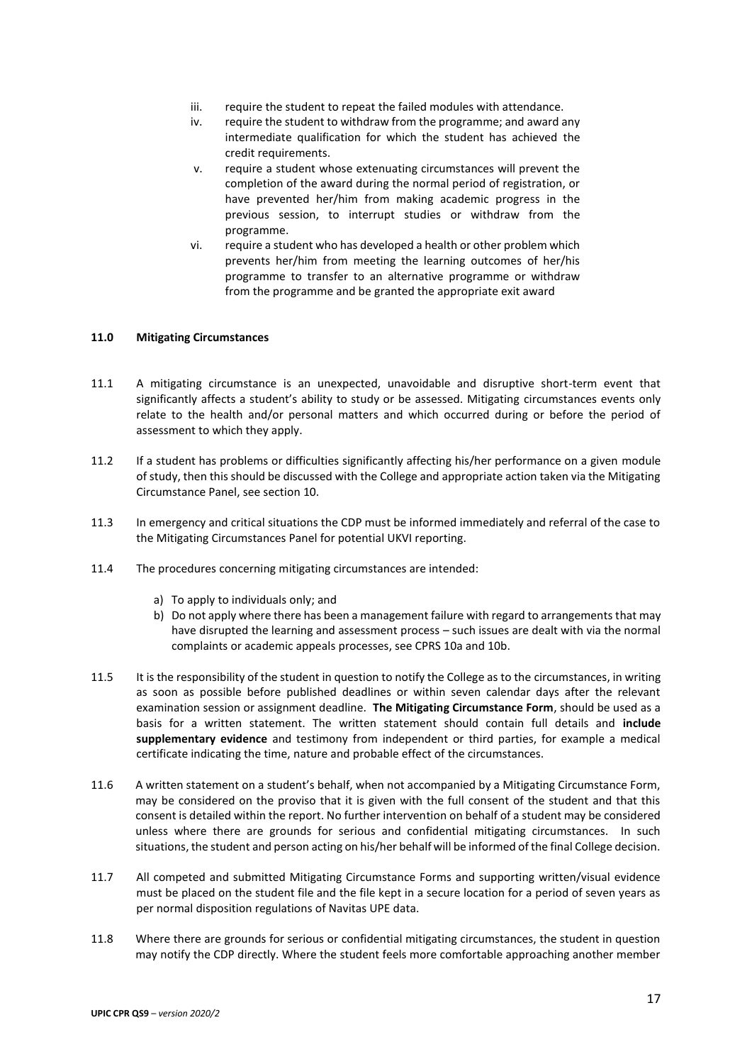iii. require the student to repeat the failed modules with attendance.
iv. require the student to withdraw from the programme; and award any intermediate qualification for which the student has achieved the credit requirements.
v. require a student whose extenuating circumstances will prevent the completion of the award during the normal period of registration, or have prevented her/him from making academic progress in the previous session, to interrupt studies or withdraw from the programme.
vi. require a student who has developed a health or other problem which prevents her/him from meeting the learning outcomes of her/his programme to transfer to an alternative programme or withdraw from the programme and be granted the appropriate exit award

## 11.0 Mitigating Circumstances

11.1 A mitigating circumstance is an unexpected, unavoidable and disruptive short-term event that significantly affects a student's ability to study or be assessed. Mitigating circumstances events only relate to the health and/or personal matters and which occurred during or before the period of assessment to which they apply.

11.2 If a student has problems or difficulties significantly affecting his/her performance on a given module of study, then this should be discussed with the College and appropriate action taken via the Mitigating Circumstance Panel, see section 10.

11.3 In emergency and critical situations the CDP must be informed immediately and referral of the case to the Mitigating Circumstances Panel for potential UKVI reporting.

11.4 The procedures concerning mitigating circumstances are intended:

a) To apply to individuals only; and
b) Do not apply where there has been a management failure with regard to arrangements that may have disrupted the learning and assessment process – such issues are dealt with via the normal complaints or academic appeals processes, see CPRS 10a and 10b.

11.5 It is the responsibility of the student in question to notify the College as to the circumstances, in writing as soon as possible before published deadlines or within seven calendar days after the relevant examination session or assignment deadline. **The Mitigating Circumstance Form**, should be used as a basis for a written statement. The written statement should contain full details and **include supplementary evidence** and testimony from independent or third parties, for example a medical certificate indicating the time, nature and probable effect of the circumstances.

11.6 A written statement on a student's behalf, when not accompanied by a Mitigating Circumstance Form, may be considered on the proviso that it is given with the full consent of the student and that this consent is detailed within the report. No further intervention on behalf of a student may be considered unless where there are grounds for serious and confidential mitigating circumstances. In such situations, the student and person acting on his/her behalf will be informed of the final College decision.

11.7 All competed and submitted Mitigating Circumstance Forms and supporting written/visual evidence must be placed on the student file and the file kept in a secure location for a period of seven years as per normal disposition regulations of Navitas UPE data.

11.8 Where there are grounds for serious or confidential mitigating circumstances, the student in question may notify the CDP directly. Where the student feels more comfortable approaching another member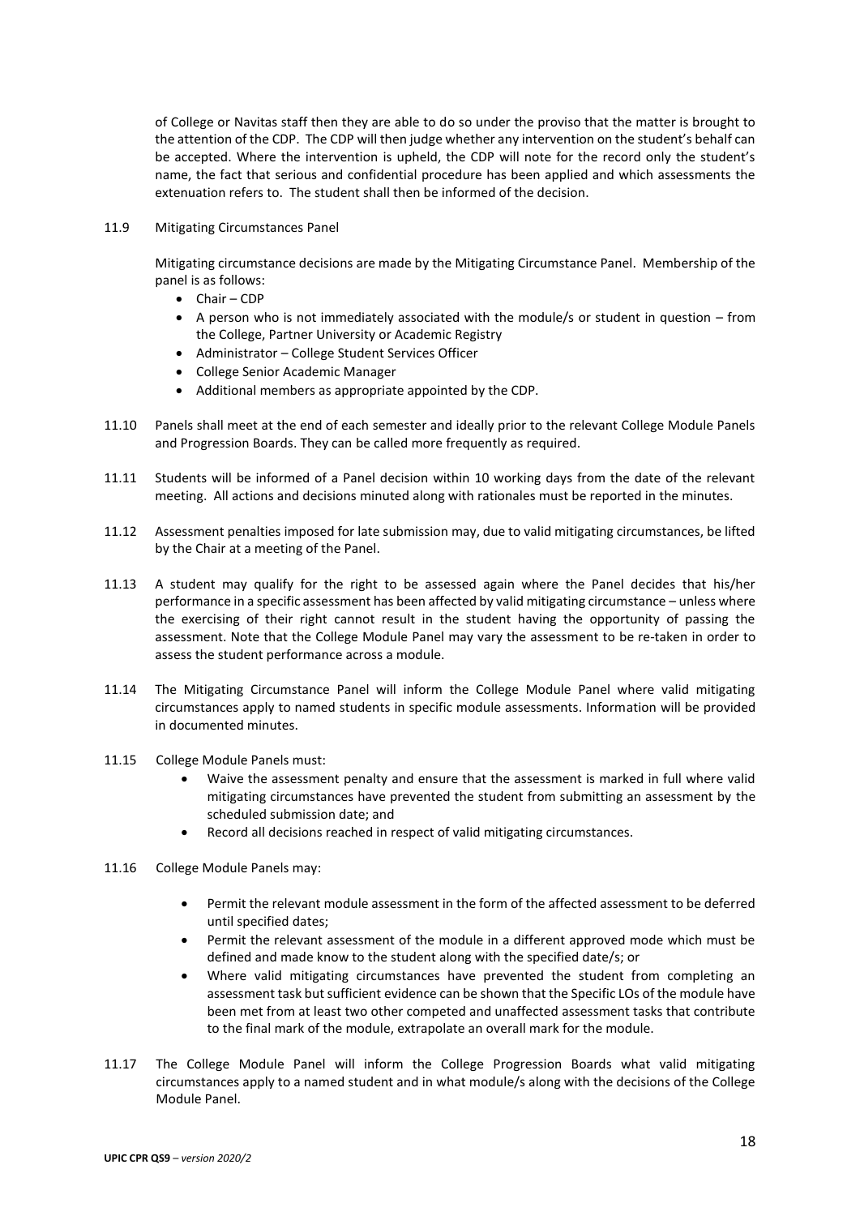of College or Navitas staff then they are able to do so under the proviso that the matter is brought to the attention of the CDP. The CDP will then judge whether any intervention on the student's behalf can be accepted. Where the intervention is upheld, the CDP will note for the record only the student's name, the fact that serious and confidential procedure has been applied and which assessments the extenuation refers to. The student shall then be informed of the decision.

11.9 Mitigating Circumstances Panel

Mitigating circumstance decisions are made by the Mitigating Circumstance Panel. Membership of the panel is as follows:

- Chair – CDP
- A person who is not immediately associated with the module/s or student in question – from the College, Partner University or Academic Registry
- Administrator – College Student Services Officer
- College Senior Academic Manager
- Additional members as appropriate appointed by the CDP.

11.10 Panels shall meet at the end of each semester and ideally prior to the relevant College Module Panels and Progression Boards. They can be called more frequently as required.

11.11 Students will be informed of a Panel decision within 10 working days from the date of the relevant meeting. All actions and decisions minuted along with rationales must be reported in the minutes.

11.12 Assessment penalties imposed for late submission may, due to valid mitigating circumstances, be lifted by the Chair at a meeting of the Panel.

11.13 A student may qualify for the right to be assessed again where the Panel decides that his/her performance in a specific assessment has been affected by valid mitigating circumstance – unless where the exercising of their right cannot result in the student having the opportunity of passing the assessment. Note that the College Module Panel may vary the assessment to be re-taken in order to assess the student performance across a module.

11.14 The Mitigating Circumstance Panel will inform the College Module Panel where valid mitigating circumstances apply to named students in specific module assessments. Information will be provided in documented minutes.

11.15 College Module Panels must:

- Waive the assessment penalty and ensure that the assessment is marked in full where valid mitigating circumstances have prevented the student from submitting an assessment by the scheduled submission date; and
- Record all decisions reached in respect of valid mitigating circumstances.

11.16 College Module Panels may:

- Permit the relevant module assessment in the form of the affected assessment to be deferred until specified dates;
- Permit the relevant assessment of the module in a different approved mode which must be defined and made know to the student along with the specified date/s; or
- Where valid mitigating circumstances have prevented the student from completing an assessment task but sufficient evidence can be shown that the Specific LOs of the module have been met from at least two other competed and unaffected assessment tasks that contribute to the final mark of the module, extrapolate an overall mark for the module.

11.17 The College Module Panel will inform the College Progression Boards what valid mitigating circumstances apply to a named student and in what module/s along with the decisions of the College Module Panel.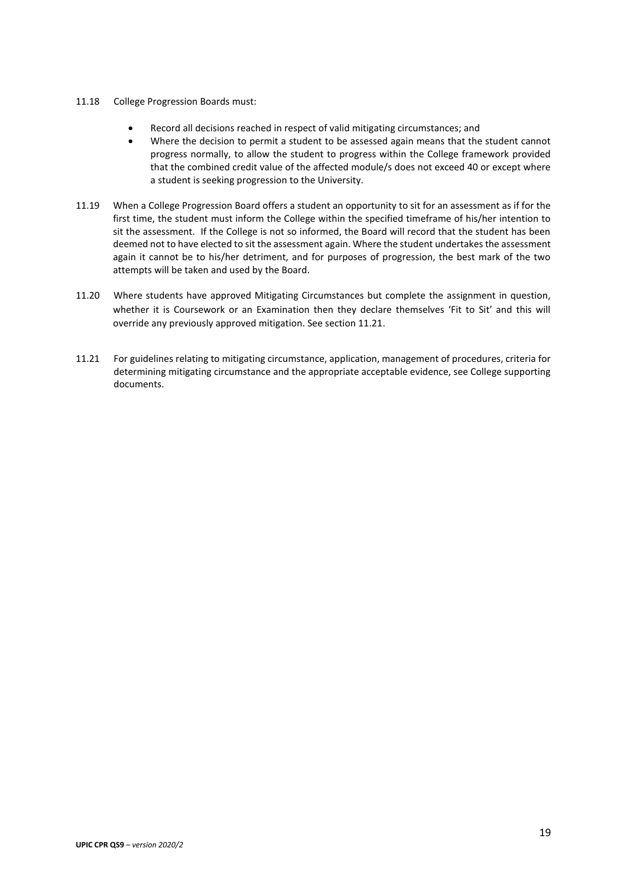11.18 College Progression Boards must:

- Record all decisions reached in respect of valid mitigating circumstances; and
- Where the decision to permit a student to be assessed again means that the student cannot progress normally, to allow the student to progress within the College framework provided that the combined credit value of the affected module/s does not exceed 40 or except where a student is seeking progression to the University.

11.19 When a College Progression Board offers a student an opportunity to sit for an assessment as if for the first time, the student must inform the College within the specified timeframe of his/her intention to sit the assessment. If the College is not so informed, the Board will record that the student has been deemed not to have elected to sit the assessment again. Where the student undertakes the assessment again it cannot be to his/her detriment, and for purposes of progression, the best mark of the two attempts will be taken and used by the Board.

11.20 Where students have approved Mitigating Circumstances but complete the assignment in question, whether it is Coursework or an Examination then they declare themselves 'Fit to Sit' and this will override any previously approved mitigation. See section 11.21.

11.21 For guidelines relating to mitigating circumstance, application, management of procedures, criteria for determining mitigating circumstance and the appropriate acceptable evidence, see College supporting documents.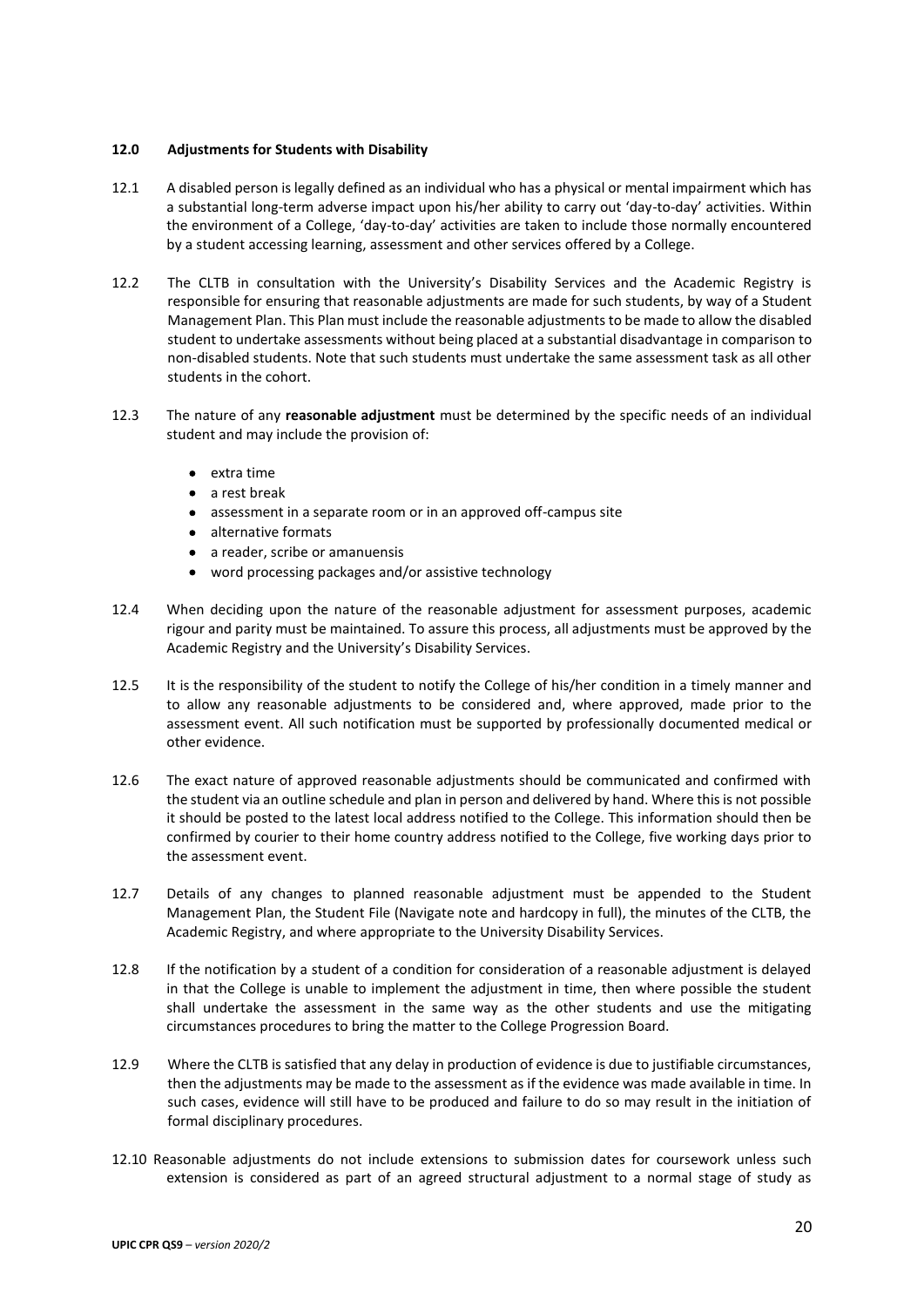**12.0 Adjustments for Students with Disability**

12.1 A disabled person is legally defined as an individual who has a physical or mental impairment which has a substantial long-term adverse impact upon his/her ability to carry out 'day-to-day' activities. Within the environment of a College, 'day-to-day' activities are taken to include those normally encountered by a student accessing learning, assessment and other services offered by a College.

12.2 The CLTB in consultation with the University's Disability Services and the Academic Registry is responsible for ensuring that reasonable adjustments are made for such students, by way of a Student Management Plan. This Plan must include the reasonable adjustments to be made to allow the disabled student to undertake assessments without being placed at a substantial disadvantage in comparison to non-disabled students. Note that such students must undertake the same assessment task as all other students in the cohort.

12.3 The nature of any **reasonable adjustment** must be determined by the specific needs of an individual student and may include the provision of:

- extra time
- a rest break
- assessment in a separate room or in an approved off-campus site
- alternative formats
- a reader, scribe or amanuensis
- word processing packages and/or assistive technology

12.4 When deciding upon the nature of the reasonable adjustment for assessment purposes, academic rigour and parity must be maintained. To assure this process, all adjustments must be approved by the Academic Registry and the University's Disability Services.

12.5 It is the responsibility of the student to notify the College of his/her condition in a timely manner and to allow any reasonable adjustments to be considered and, where approved, made prior to the assessment event. All such notification must be supported by professionally documented medical or other evidence.

12.6 The exact nature of approved reasonable adjustments should be communicated and confirmed with the student via an outline schedule and plan in person and delivered by hand. Where this is not possible it should be posted to the latest local address notified to the College. This information should then be confirmed by courier to their home country address notified to the College, five working days prior to the assessment event.

12.7 Details of any changes to planned reasonable adjustment must be appended to the Student Management Plan, the Student File (Navigate note and hardcopy in full), the minutes of the CLTB, the Academic Registry, and where appropriate to the University Disability Services.

12.8 If the notification by a student of a condition for consideration of a reasonable adjustment is delayed in that the College is unable to implement the adjustment in time, then where possible the student shall undertake the assessment in the same way as the other students and use the mitigating circumstances procedures to bring the matter to the College Progression Board.

12.9 Where the CLTB is satisfied that any delay in production of evidence is due to justifiable circumstances, then the adjustments may be made to the assessment as if the evidence was made available in time. In such cases, evidence will still have to be produced and failure to do so may result in the initiation of formal disciplinary procedures.

12.10 Reasonable adjustments do not include extensions to submission dates for coursework unless such extension is considered as part of an agreed structural adjustment to a normal stage of study as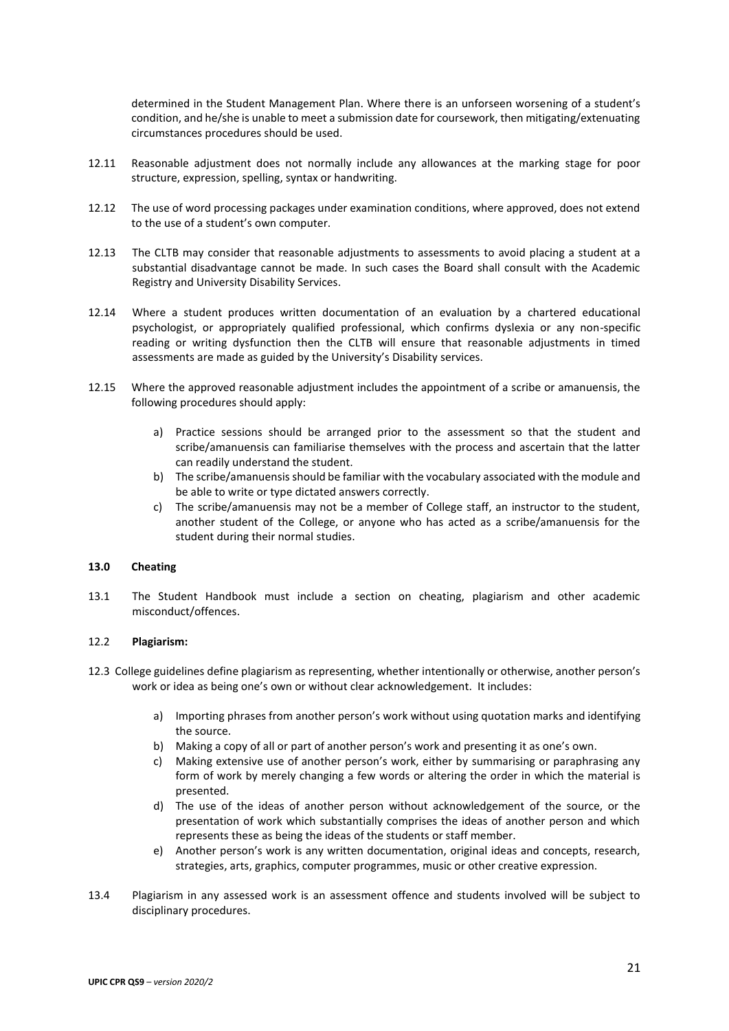determined in the Student Management Plan. Where there is an unforseen worsening of a student's condition, and he/she is unable to meet a submission date for coursework, then mitigating/extenuating circumstances procedures should be used.

12.11 Reasonable adjustment does not normally include any allowances at the marking stage for poor structure, expression, spelling, syntax or handwriting.

12.12 The use of word processing packages under examination conditions, where approved, does not extend to the use of a student's own computer.

12.13 The CLTB may consider that reasonable adjustments to assessments to avoid placing a student at a substantial disadvantage cannot be made. In such cases the Board shall consult with the Academic Registry and University Disability Services.

12.14 Where a student produces written documentation of an evaluation by a chartered educational psychologist, or appropriately qualified professional, which confirms dyslexia or any non-specific reading or writing dysfunction then the CLTB will ensure that reasonable adjustments in timed assessments are made as guided by the University's Disability services.

12.15 Where the approved reasonable adjustment includes the appointment of a scribe or amanuensis, the following procedures should apply:

a) Practice sessions should be arranged prior to the assessment so that the student and scribe/amanuensis can familiarise themselves with the process and ascertain that the latter can readily understand the student.
b) The scribe/amanuensis should be familiar with the vocabulary associated with the module and be able to write or type dictated answers correctly.
c) The scribe/amanuensis may not be a member of College staff, an instructor to the student, another student of the College, or anyone who has acted as a scribe/amanuensis for the student during their normal studies.

## 13.0 Cheating

13.1 The Student Handbook must include a section on cheating, plagiarism and other academic misconduct/offences.

### 12.2 Plagiarism:

12.3 College guidelines define plagiarism as representing, whether intentionally or otherwise, another person's work or idea as being one's own or without clear acknowledgement. It includes:

a) Importing phrases from another person's work without using quotation marks and identifying the source.
b) Making a copy of all or part of another person's work and presenting it as one's own.
c) Making extensive use of another person's work, either by summarising or paraphrasing any form of work by merely changing a few words or altering the order in which the material is presented.
d) The use of the ideas of another person without acknowledgement of the source, or the presentation of work which substantially comprises the ideas of another person and which represents these as being the ideas of the students or staff member.
e) Another person's work is any written documentation, original ideas and concepts, research, strategies, arts, graphics, computer programmes, music or other creative expression.

13.4 Plagiarism in any assessed work is an assessment offence and students involved will be subject to disciplinary procedures.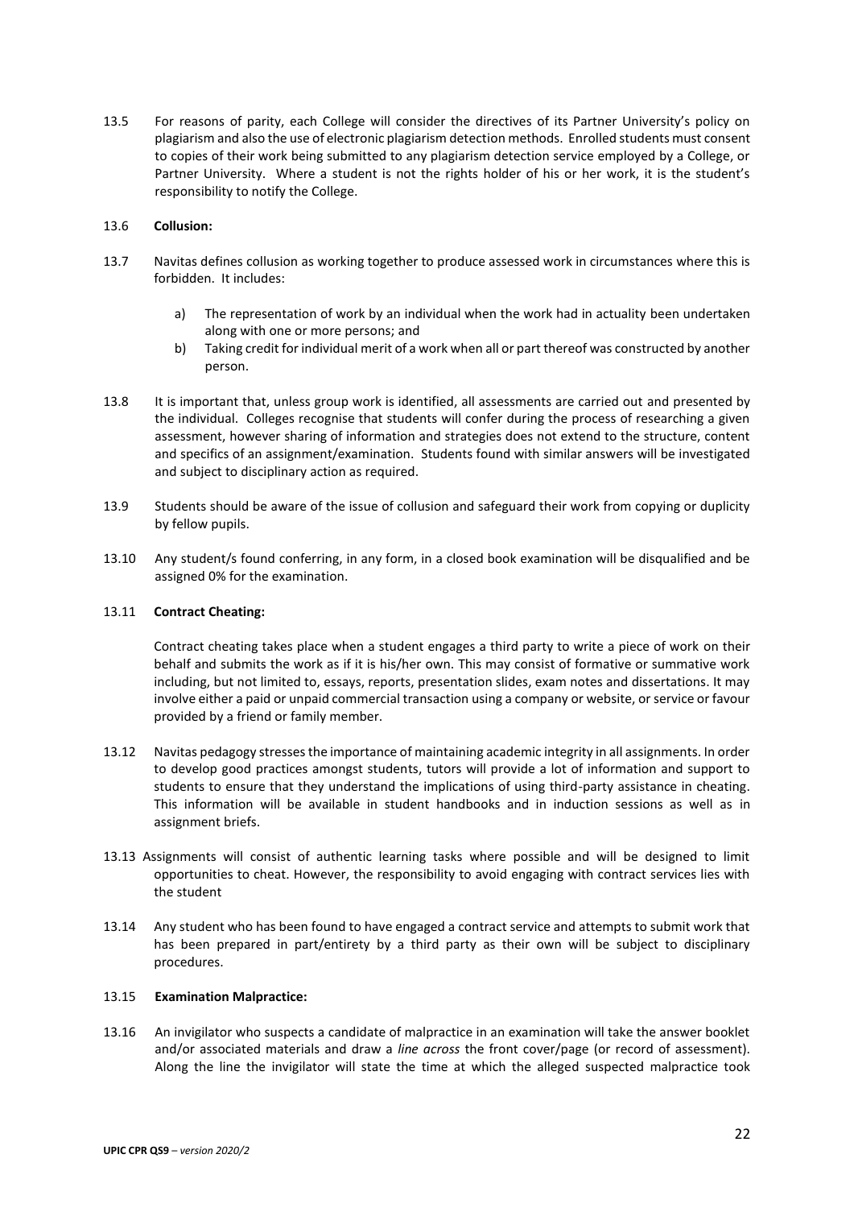13.5 For reasons of parity, each College will consider the directives of its Partner University's policy on plagiarism and also the use of electronic plagiarism detection methods. Enrolled students must consent to copies of their work being submitted to any plagiarism detection service employed by a College, or Partner University. Where a student is not the rights holder of his or her work, it is the student's responsibility to notify the College.

13.6 **Collusion:**

13.7 Navitas defines collusion as working together to produce assessed work in circumstances where this is forbidden. It includes:

a) The representation of work by an individual when the work had in actuality been undertaken along with one or more persons; and
b) Taking credit for individual merit of a work when all or part thereof was constructed by another person.

13.8 It is important that, unless group work is identified, all assessments are carried out and presented by the individual. Colleges recognise that students will confer during the process of researching a given assessment, however sharing of information and strategies does not extend to the structure, content and specifics of an assignment/examination. Students found with similar answers will be investigated and subject to disciplinary action as required.

13.9 Students should be aware of the issue of collusion and safeguard their work from copying or duplicity by fellow pupils.

13.10 Any student/s found conferring, in any form, in a closed book examination will be disqualified and be assigned 0% for the examination.

13.11 **Contract Cheating:**

Contract cheating takes place when a student engages a third party to write a piece of work on their behalf and submits the work as if it is his/her own. This may consist of formative or summative work including, but not limited to, essays, reports, presentation slides, exam notes and dissertations. It may involve either a paid or unpaid commercial transaction using a company or website, or service or favour provided by a friend or family member.

13.12 Navitas pedagogy stresses the importance of maintaining academic integrity in all assignments. In order to develop good practices amongst students, tutors will provide a lot of information and support to students to ensure that they understand the implications of using third-party assistance in cheating. This information will be available in student handbooks and in induction sessions as well as in assignment briefs.

13.13 Assignments will consist of authentic learning tasks where possible and will be designed to limit opportunities to cheat. However, the responsibility to avoid engaging with contract services lies with the student

13.14 Any student who has been found to have engaged a contract service and attempts to submit work that has been prepared in part/entirety by a third party as their own will be subject to disciplinary procedures.

13.15 **Examination Malpractice:**

13.16 An invigilator who suspects a candidate of malpractice in an examination will take the answer booklet and/or associated materials and draw a *line across* the front cover/page (or record of assessment). Along the line the invigilator will state the time at which the alleged suspected malpractice took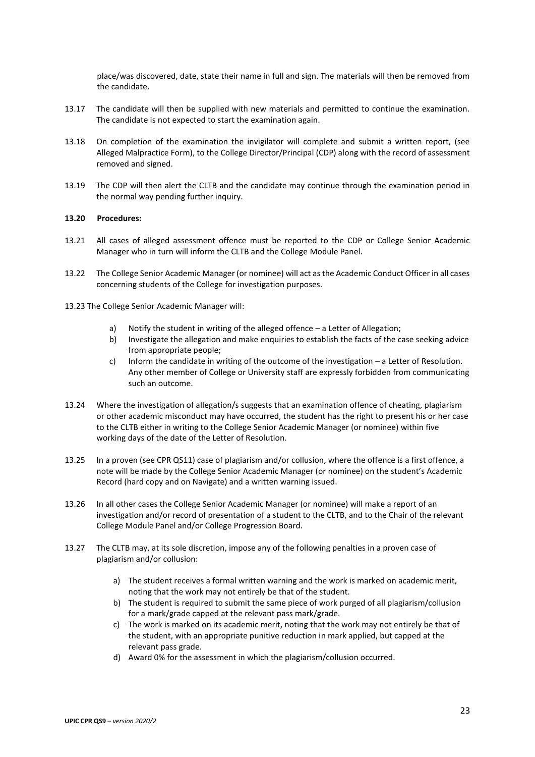place/was discovered, date, state their name in full and sign. The materials will then be removed from the candidate.

13.17 The candidate will then be supplied with new materials and permitted to continue the examination. The candidate is not expected to start the examination again.

13.18 On completion of the examination the invigilator will complete and submit a written report, (see Alleged Malpractice Form), to the College Director/Principal (CDP) along with the record of assessment removed and signed.

13.19 The CDP will then alert the CLTB and the candidate may continue through the examination period in the normal way pending further inquiry.

**13.20 Procedures:**

13.21 All cases of alleged assessment offence must be reported to the CDP or College Senior Academic Manager who in turn will inform the CLTB and the College Module Panel.

13.22 The College Senior Academic Manager (or nominee) will act as the Academic Conduct Officer in all cases concerning students of the College for investigation purposes.

13.23 The College Senior Academic Manager will:

a) Notify the student in writing of the alleged offence – a Letter of Allegation;
b) Investigate the allegation and make enquiries to establish the facts of the case seeking advice from appropriate people;
c) Inform the candidate in writing of the outcome of the investigation – a Letter of Resolution. Any other member of College or University staff are expressly forbidden from communicating such an outcome.

13.24 Where the investigation of allegation/s suggests that an examination offence of cheating, plagiarism or other academic misconduct may have occurred, the student has the right to present his or her case to the CLTB either in writing to the College Senior Academic Manager (or nominee) within five working days of the date of the Letter of Resolution.

13.25 In a proven (see CPR QS11) case of plagiarism and/or collusion, where the offence is a first offence, a note will be made by the College Senior Academic Manager (or nominee) on the student's Academic Record (hard copy and on Navigate) and a written warning issued.

13.26 In all other cases the College Senior Academic Manager (or nominee) will make a report of an investigation and/or record of presentation of a student to the CLTB, and to the Chair of the relevant College Module Panel and/or College Progression Board.

13.27 The CLTB may, at its sole discretion, impose any of the following penalties in a proven case of plagiarism and/or collusion:

a) The student receives a formal written warning and the work is marked on academic merit, noting that the work may not entirely be that of the student.
b) The student is required to submit the same piece of work purged of all plagiarism/collusion for a mark/grade capped at the relevant pass mark/grade.
c) The work is marked on its academic merit, noting that the work may not entirely be that of the student, with an appropriate punitive reduction in mark applied, but capped at the relevant pass grade.
d) Award 0% for the assessment in which the plagiarism/collusion occurred.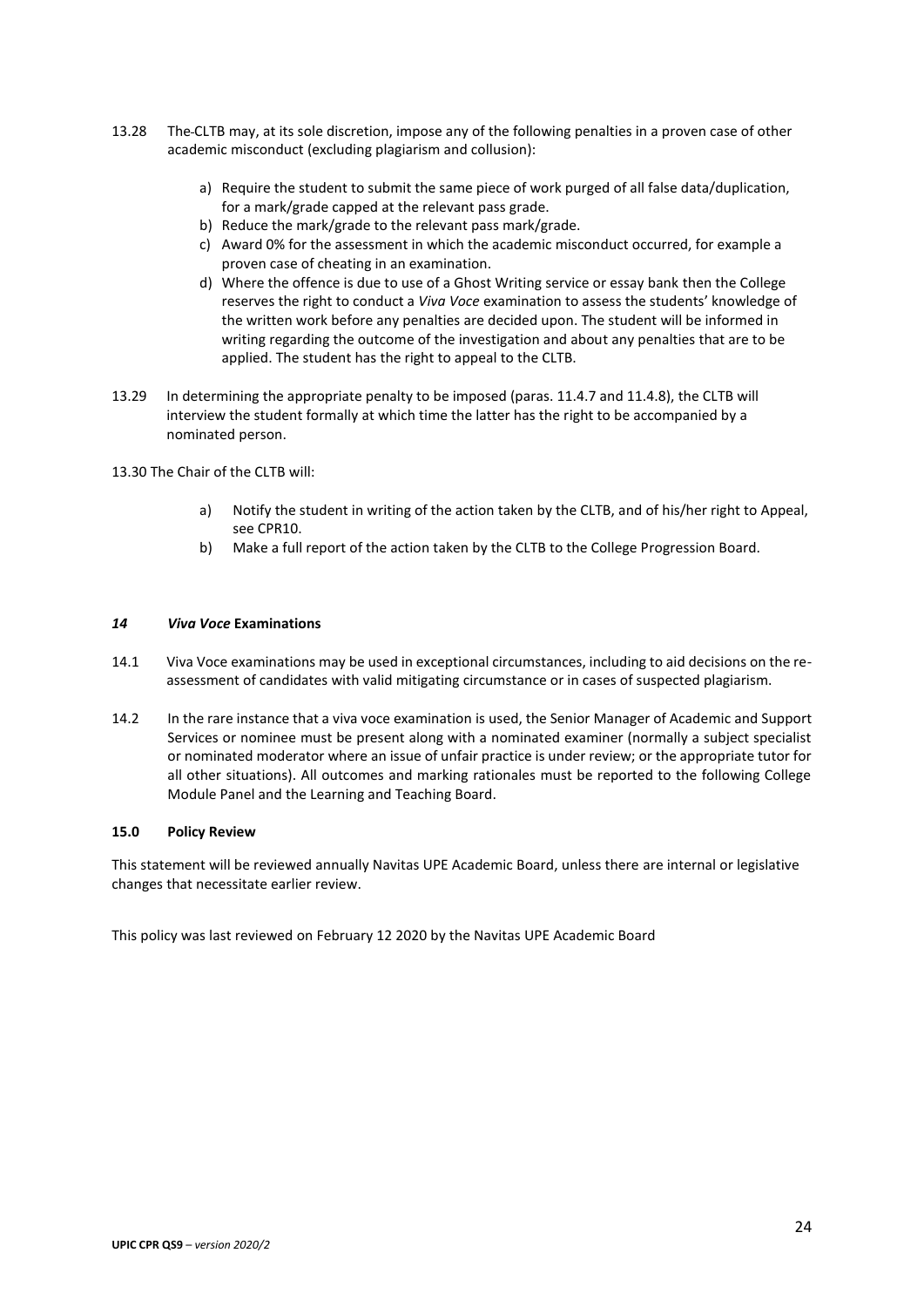13.28 The CLTB may, at its sole discretion, impose any of the following penalties in a proven case of other academic misconduct (excluding plagiarism and collusion):

a) Require the student to submit the same piece of work purged of all false data/duplication, for a mark/grade capped at the relevant pass grade.
b) Reduce the mark/grade to the relevant pass mark/grade.
c) Award 0% for the assessment in which the academic misconduct occurred, for example a proven case of cheating in an examination.
d) Where the offence is due to use of a Ghost Writing service or essay bank then the College reserves the right to conduct a *Viva Voce* examination to assess the students' knowledge of the written work before any penalties are decided upon. The student will be informed in writing regarding the outcome of the investigation and about any penalties that are to be applied. The student has the right to appeal to the CLTB.

13.29 In determining the appropriate penalty to be imposed (paras. 11.4.7 and 11.4.8), the CLTB will interview the student formally at which time the latter has the right to be accompanied by a nominated person.

13.30 The Chair of the CLTB will:

a) Notify the student in writing of the action taken by the CLTB, and of his/her right to Appeal, see CPR10.
b) Make a full report of the action taken by the CLTB to the College Progression Board.

### *14 Viva Voce* Examinations

14.1 Viva Voce examinations may be used in exceptional circumstances, including to aid decisions on the re-assessment of candidates with valid mitigating circumstance or in cases of suspected plagiarism.

14.2 In the rare instance that a viva voce examination is used, the Senior Manager of Academic and Support Services or nominee must be present along with a nominated examiner (normally a subject specialist or nominated moderator where an issue of unfair practice is under review; or the appropriate tutor for all other situations). All outcomes and marking rationales must be reported to the following College Module Panel and the Learning and Teaching Board.

### 15.0 Policy Review

This statement will be reviewed annually Navitas UPE Academic Board, unless there are internal or legislative changes that necessitate earlier review.

This policy was last reviewed on February 12 2020 by the Navitas UPE Academic Board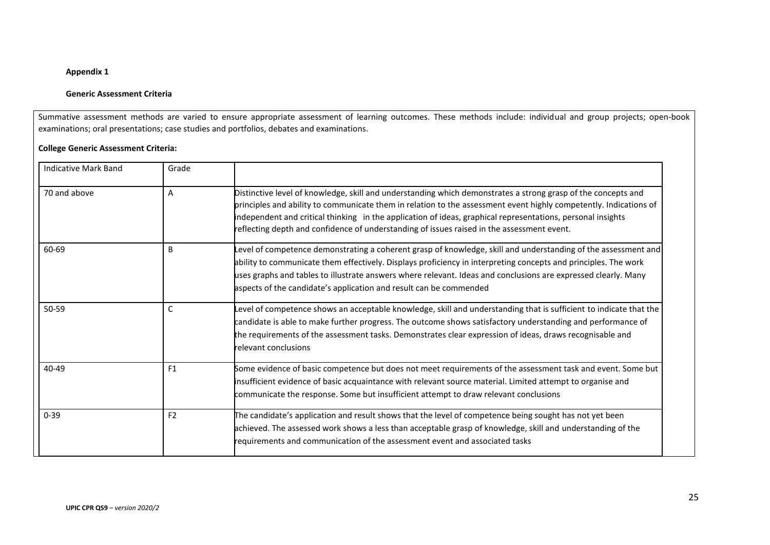**Appendix 1**

**Generic Assessment Criteria**

Summative assessment methods are varied to ensure appropriate assessment of learning outcomes. These methods include: individual and group projects; open-book examinations; oral presentations; case studies and portfolios, debates and examinations.

**College Generic Assessment Criteria:**

| Indicative Mark Band | Grade | |
|---|---|---|
| 70 and above | A | Distinctive level of knowledge, skill and understanding which demonstrates a strong grasp of the concepts and principles and ability to communicate them in relation to the assessment event highly competently. Indications of independent and critical thinking in the application of ideas, graphical representations, personal insights reflecting depth and confidence of understanding of issues raised in the assessment event. |
| 60-69 | B | Level of competence demonstrating a coherent grasp of knowledge, skill and understanding of the assessment and ability to communicate them effectively. Displays proficiency in interpreting concepts and principles. The work uses graphs and tables to illustrate answers where relevant. Ideas and conclusions are expressed clearly. Many aspects of the candidate's application and result can be commended |
| 50-59 | C | Level of competence shows an acceptable knowledge, skill and understanding that is sufficient to indicate that the candidate is able to make further progress. The outcome shows satisfactory understanding and performance of the requirements of the assessment tasks. Demonstrates clear expression of ideas, draws recognisable and relevant conclusions |
| 40-49 | F1 | Some evidence of basic competence but does not meet requirements of the assessment task and event. Some but insufficient evidence of basic acquaintance with relevant source material. Limited attempt to organise and communicate the response. Some but insufficient attempt to draw relevant conclusions |
| 0-39 | F2 | The candidate's application and result shows that the level of competence being sought has not yet been achieved. The assessed work shows a less than acceptable grasp of knowledge, skill and understanding of the requirements and communication of the assessment event and associated tasks |